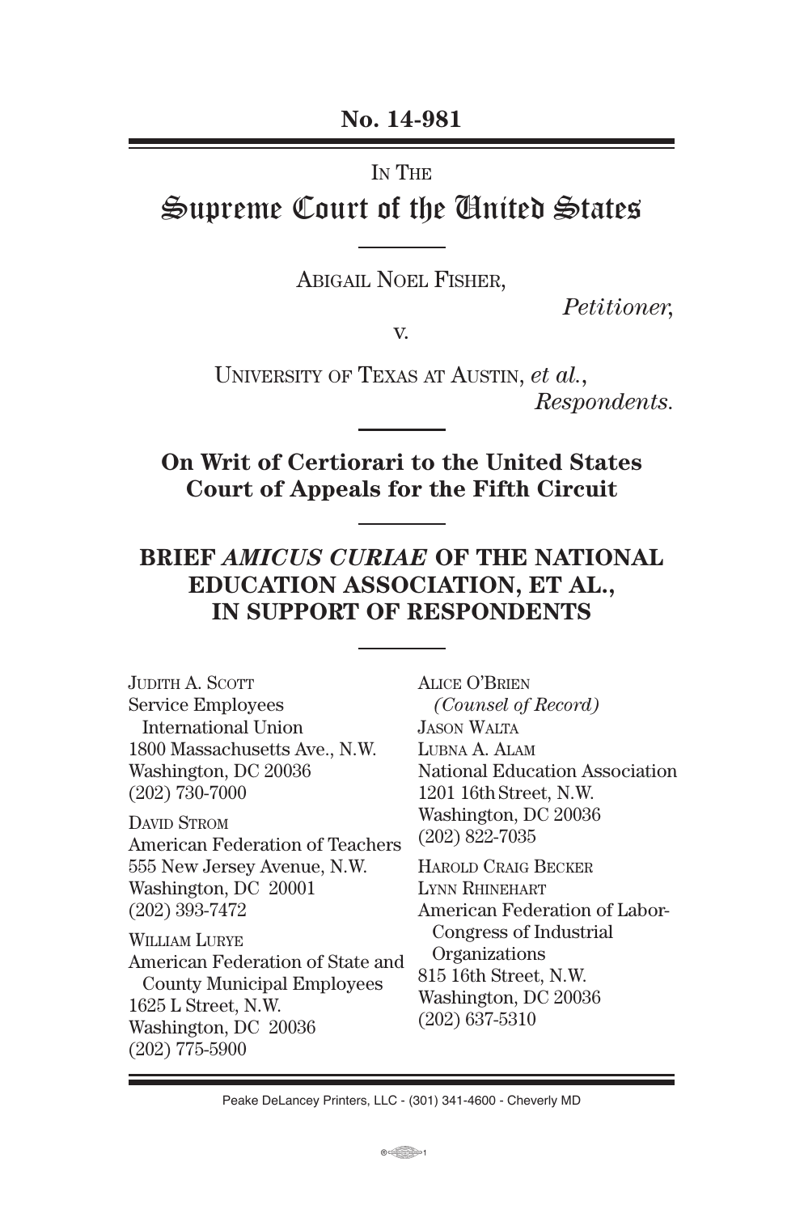**No. 14-981**

IN THE

# Supreme Court of the United States

ABIGAIL NOEL FISHER,

*Petitioner*,

v.

UNIVERSITY OF TEXAS AT AUSTIN, *et al.*,

*Respondents.*

**On Writ of Certiorari to the United States Court of Appeals for the Fifth Circuit**

## BRIEF *AMICUS CURIAE* OF THE NATIONAL EDUCATION ASSOCIATION, ET AL., IN SUPPORT OF RESPONDENTS

ALICE O'BRIEN
*(Counsel of Record)*
JASON WALTA
LUBNA A. ALAM
National Education Association
1201 16th Street, N.W.
Washington, DC 20036
(202) 822-7035

JUDITH A. SCOTT
Service Employees International Union
1800 Massachusetts Ave., N.W.
Washington, DC 20036
(202) 730-7000

DAVID STROM
American Federation of Teachers
555 New Jersey Avenue, N.W.
Washington, DC 20001
(202) 393-7472

WILLIAM LURYE
American Federation of State and County Municipal Employees
1625 L Street, N.W.
Washington, DC 20036
(202) 775-5900

HAROLD CRAIG BECKER
LYNN RHINEHART
American Federation of Labor-Congress of Industrial Organizations
815 16th Street, N.W.
Washington, DC 20036
(202) 637-5310

Peake DeLancey Printers, LLC - (301) 341-4600 - Cheverly MD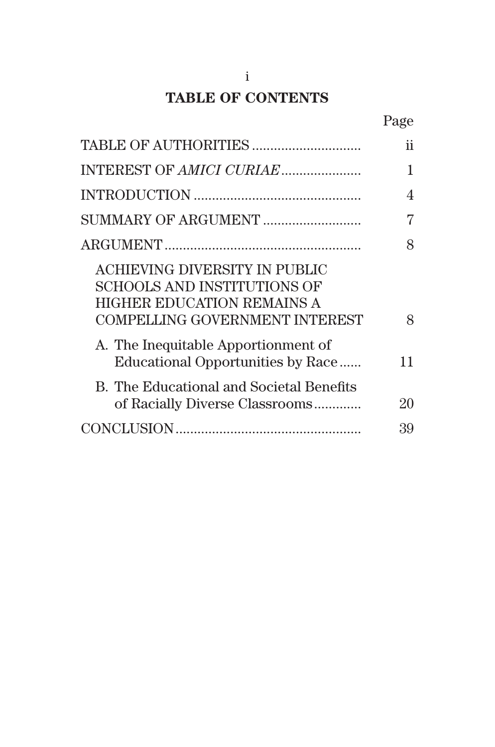## TABLE OF CONTENTS

| | Page |
|---|---|
| TABLE OF AUTHORITIES | ii |
| INTEREST OF *AMICI CURIAE* | 1 |
| INTRODUCTION | 4 |
| SUMMARY OF ARGUMENT | 7 |
| ARGUMENT | 8 |
| ACHIEVING DIVERSITY IN PUBLIC SCHOOLS AND INSTITUTIONS OF HIGHER EDUCATION REMAINS A COMPELLING GOVERNMENT INTEREST | 8 |
| A. The Inequitable Apportionment of Educational Opportunities by Race | 11 |
| B. The Educational and Societal Benefits of Racially Diverse Classrooms | 20 |
| CONCLUSION | 39 |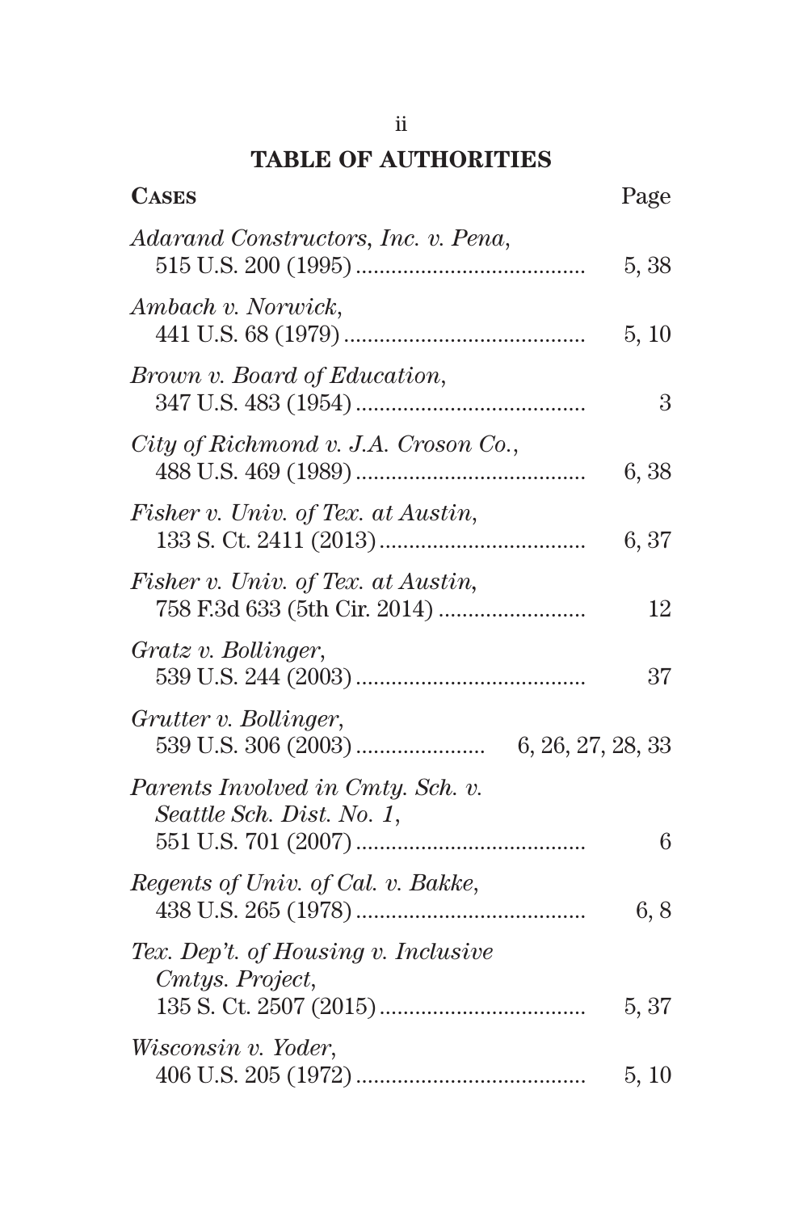## TABLE OF AUTHORITIES

| **Cases** | Page |
|---|---|
| *Adarand Constructors, Inc. v. Pena*, 515 U.S. 200 (1995) | 5, 38 |
| *Ambach v. Norwick*, 441 U.S. 68 (1979) | 5, 10 |
| *Brown v. Board of Education*, 347 U.S. 483 (1954) | 3 |
| *City of Richmond v. J.A. Croson Co.*, 488 U.S. 469 (1989) | 6, 38 |
| *Fisher v. Univ. of Tex. at Austin*, 133 S. Ct. 2411 (2013) | 6, 37 |
| *Fisher v. Univ. of Tex. at Austin*, 758 F.3d 633 (5th Cir. 2014) | 12 |
| *Gratz v. Bollinger*, 539 U.S. 244 (2003) | 37 |
| *Grutter v. Bollinger*, 539 U.S. 306 (2003) | 6, 26, 27, 28, 33 |
| *Parents Involved in Cmty. Sch. v. Seattle Sch. Dist. No. 1*, 551 U.S. 701 (2007) | 6 |
| *Regents of Univ. of Cal. v. Bakke*, 438 U.S. 265 (1978) | 6, 8 |
| *Tex. Dep't. of Housing v. Inclusive Cmtys. Project*, 135 S. Ct. 2507 (2015) | 5, 37 |
| *Wisconsin v. Yoder*, 406 U.S. 205 (1972) | 5, 10 |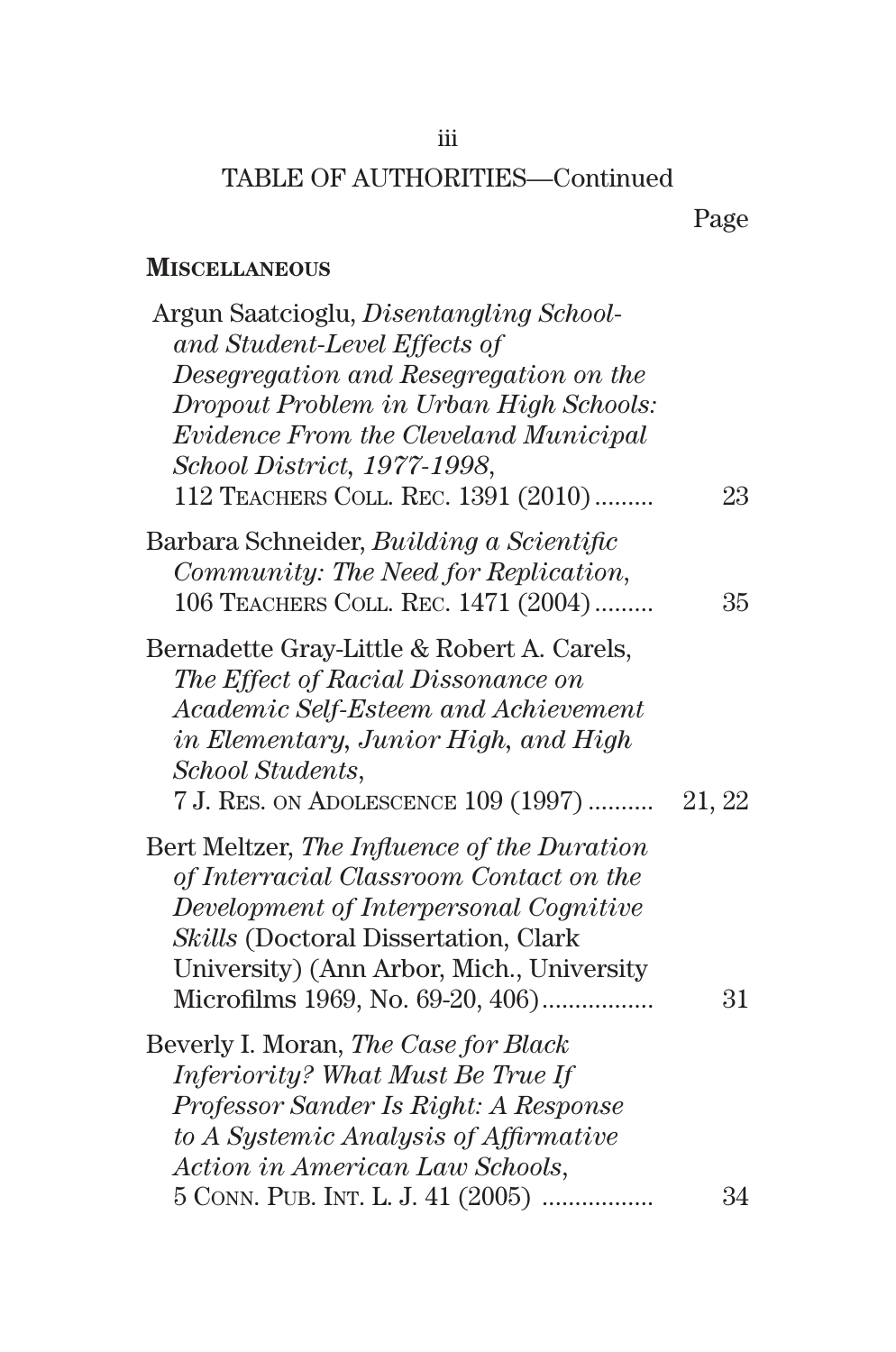TABLE OF AUTHORITIES—Continued

| | Page |
|---|---|
| **MISCELLANEOUS** | |
| Argun Saatcioglu, *Disentangling School- and Student-Level Effects of Desegregation and Resegregation on the Dropout Problem in Urban High Schools: Evidence From the Cleveland Municipal School District, 1977-1998*, 112 TEACHERS COLL. REC. 1391 (2010) | 23 |
| Barbara Schneider, *Building a Scientific Community: The Need for Replication*, 106 TEACHERS COLL. REC. 1471 (2004) | 35 |
| Bernadette Gray-Little & Robert A. Carels, *The Effect of Racial Dissonance on Academic Self-Esteem and Achievement in Elementary, Junior High, and High School Students*, 7 J. RES. ON ADOLESCENCE 109 (1997) | 21, 22 |
| Bert Meltzer, *The Influence of the Duration of Interracial Classroom Contact on the Development of Interpersonal Cognitive Skills* (Doctoral Dissertation, Clark University) (Ann Arbor, Mich., University Microfilms 1969, No. 69-20, 406) | 31 |
| Beverly I. Moran, *The Case for Black Inferiority? What Must Be True If Professor Sander Is Right: A Response to A Systemic Analysis of Affirmative Action in American Law Schools*, 5 CONN. PUB. INT. L. J. 41 (2005) | 34 |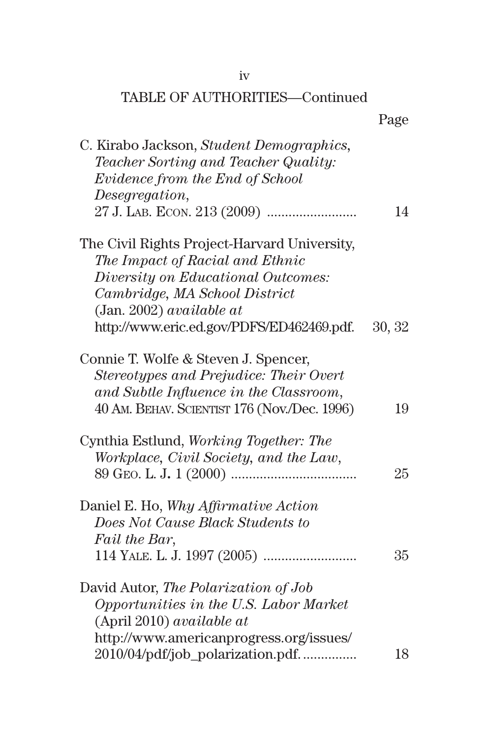TABLE OF AUTHORITIES—Continued

| | Page |
|---|---|
| C. Kirabo Jackson, *Student Demographics, Teacher Sorting and Teacher Quality: Evidence from the End of School Desegregation*, 27 J. LAB. ECON. 213 (2009) ......................... | 14 |
| The Civil Rights Project-Harvard University, *The Impact of Racial and Ethnic Diversity on Educational Outcomes: Cambridge, MA School District* (Jan. 2002) *available at* http://www.eric.ed.gov/PDFS/ED462469.pdf. | 30, 32 |
| Connie T. Wolfe & Steven J. Spencer, *Stereotypes and Prejudice: Their Overt and Subtle Influence in the Classroom*, 40 AM. BEHAV. SCIENTIST 176 (Nov./Dec. 1996) | 19 |
| Cynthia Estlund, *Working Together: The Workplace, Civil Society, and the Law*, 89 GEO. L. J. 1 (2000) .................................. | 25 |
| Daniel E. Ho, *Why Affirmative Action Does Not Cause Black Students to Fail the Bar*, 114 YALE. L. J. 1997 (2005) .......................... | 35 |
| David Autor, *The Polarization of Job Opportunities in the U.S. Labor Market* (April 2010) *available at* http://www.americanprogress.org/issues/2010/04/pdf/job_polarization.pdf. ............... | 18 |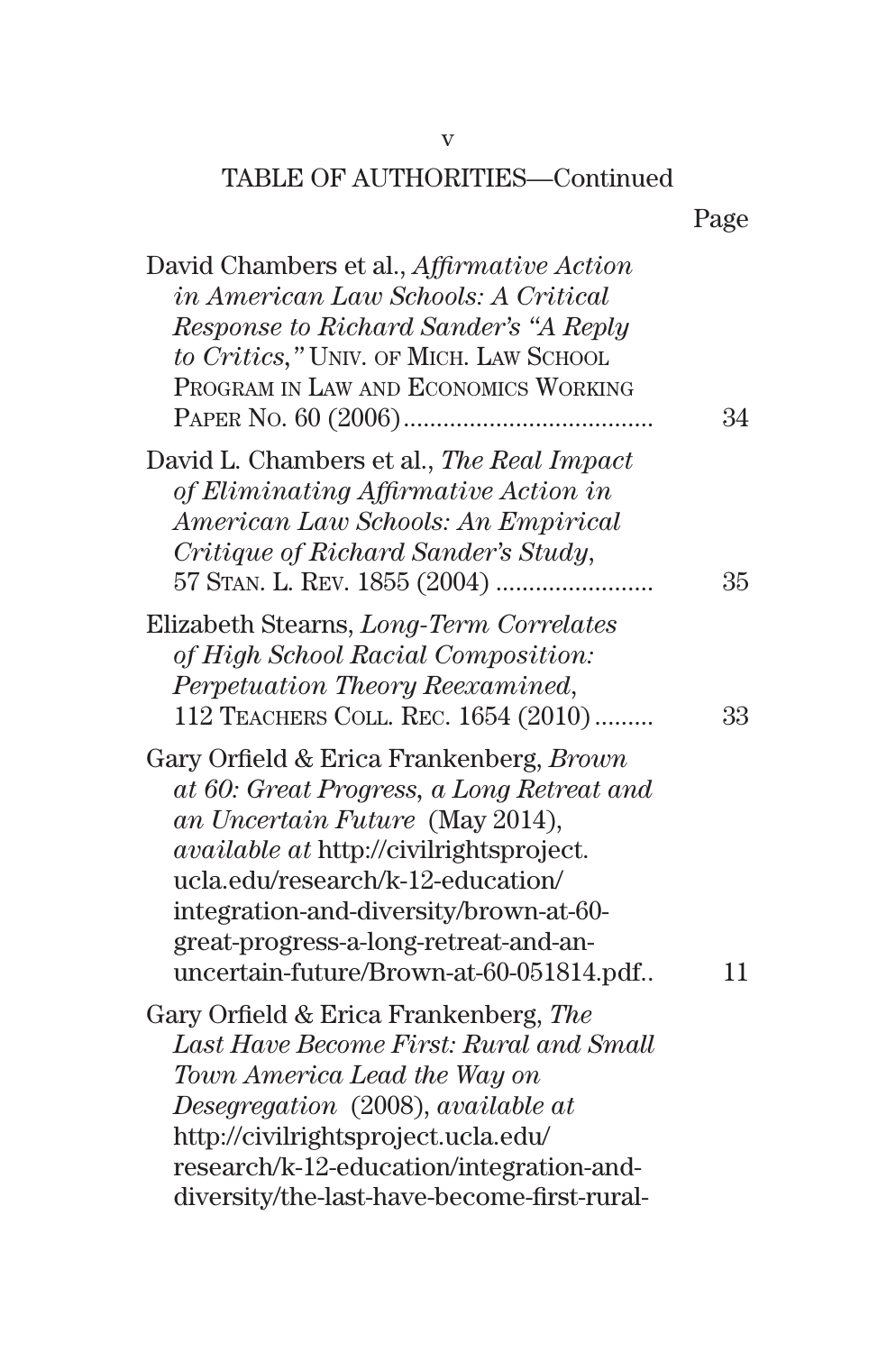TABLE OF AUTHORITIES—Continued

| | Page |
|---|---|
| David Chambers et al., *Affirmative Action in American Law Schools: A Critical Response to Richard Sander's "A Reply to Critics,"* UNIV. OF MICH. LAW SCHOOL PROGRAM IN LAW AND ECONOMICS WORKING PAPER NO. 60 (2006) | 34 |
| David L. Chambers et al., *The Real Impact of Eliminating Affirmative Action in American Law Schools: An Empirical Critique of Richard Sander's Study*, 57 STAN. L. REV. 1855 (2004) | 35 |
| Elizabeth Stearns, *Long-Term Correlates of High School Racial Composition: Perpetuation Theory Reexamined*, 112 TEACHERS COLL. REC. 1654 (2010) | 33 |
| Gary Orfield & Erica Frankenberg, *Brown at 60: Great Progress, a Long Retreat and an Uncertain Future* (May 2014), *available at* http://civilrightsproject.ucla.edu/research/k-12-education/integration-and-diversity/brown-at-60-great-progress-a-long-retreat-and-an-uncertain-future/Brown-at-60-051814.pdf | 11 |
| Gary Orfield & Erica Frankenberg, *The Last Have Become First: Rural and Small Town America Lead the Way on Desegregation* (2008), *available at* http://civilrightsproject.ucla.edu/research/k-12-education/integration-and-diversity/the-last-have-become-first-rural- | |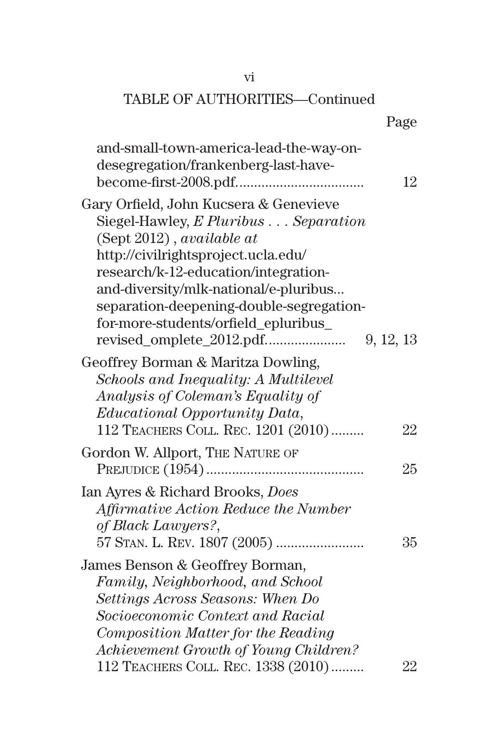TABLE OF AUTHORITIES—Continued

Page

and-small-town-america-lead-the-way-on-desegregation/frankenberg-last-have-become-first-2008.pdf.................................. 12

Gary Orfield, John Kucsera & Genevieve Siegel-Hawley, *E Pluribus . . . Separation* (Sept 2012) , *available at* http://civilrightsproject.ucla.edu/research/k-12-education/integration-and-diversity/mlk-national/e-pluribus...separation-deepening-double-segregation-for-more-students/orfield_epluribus_revised_omplete_2012.pdf..................... 9, 12, 13

Geoffrey Borman & Maritza Dowling, *Schools and Inequality: A Multilevel Analysis of Coleman's Equality of Educational Opportunity Data*, 112 TEACHERS COLL. REC. 1201 (2010)......... 22

Gordon W. Allport, THE NATURE OF PREJUDICE (1954)........................................... 25

Ian Ayres & Richard Brooks, *Does Affirmative Action Reduce the Number of Black Lawyers?*, 57 STAN. L. REV. 1807 (2005) ........................ 35

James Benson & Geoffrey Borman, *Family, Neighborhood, and School Settings Across Seasons: When Do Socioeconomic Context and Racial Composition Matter for the Reading Achievement Growth of Young Children?* 112 TEACHERS COLL. REC. 1338 (2010)......... 22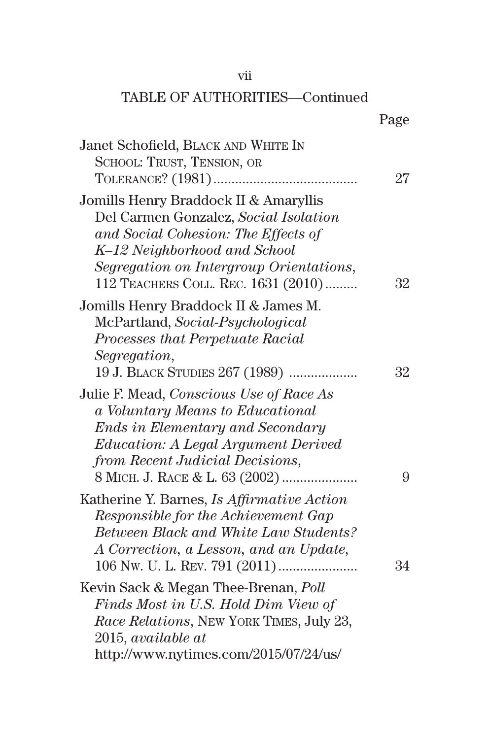## TABLE OF AUTHORITIES—Continued

| | Page |
|---|---|
| Janet Schofield, BLACK AND WHITE IN SCHOOL: TRUST, TENSION, OR TOLERANCE? (1981) | 27 |
| Jomills Henry Braddock II & Amaryllis Del Carmen Gonzalez, *Social Isolation and Social Cohesion: The Effects of K–12 Neighborhood and School Segregation on Intergroup Orientations*, 112 TEACHERS COLL. REC. 1631 (2010) | 32 |
| Jomills Henry Braddock II & James M. McPartland, *Social-Psychological Processes that Perpetuate Racial Segregation*, 19 J. BLACK STUDIES 267 (1989) | 32 |
| Julie F. Mead, *Conscious Use of Race As a Voluntary Means to Educational Ends in Elementary and Secondary Education: A Legal Argument Derived from Recent Judicial Decisions*, 8 MICH. J. RACE & L. 63 (2002) | 9 |
| Katherine Y. Barnes, *Is Affirmative Action Responsible for the Achievement Gap Between Black and White Law Students? A Correction, a Lesson, and an Update*, 106 NW. U. L. REV. 791 (2011) | 34 |
| Kevin Sack & Megan Thee-Brenan, *Poll Finds Most in U.S. Hold Dim View of Race Relations*, NEW YORK TIMES, July 23, 2015, *available at* http://www.nytimes.com/2015/07/24/us/ | |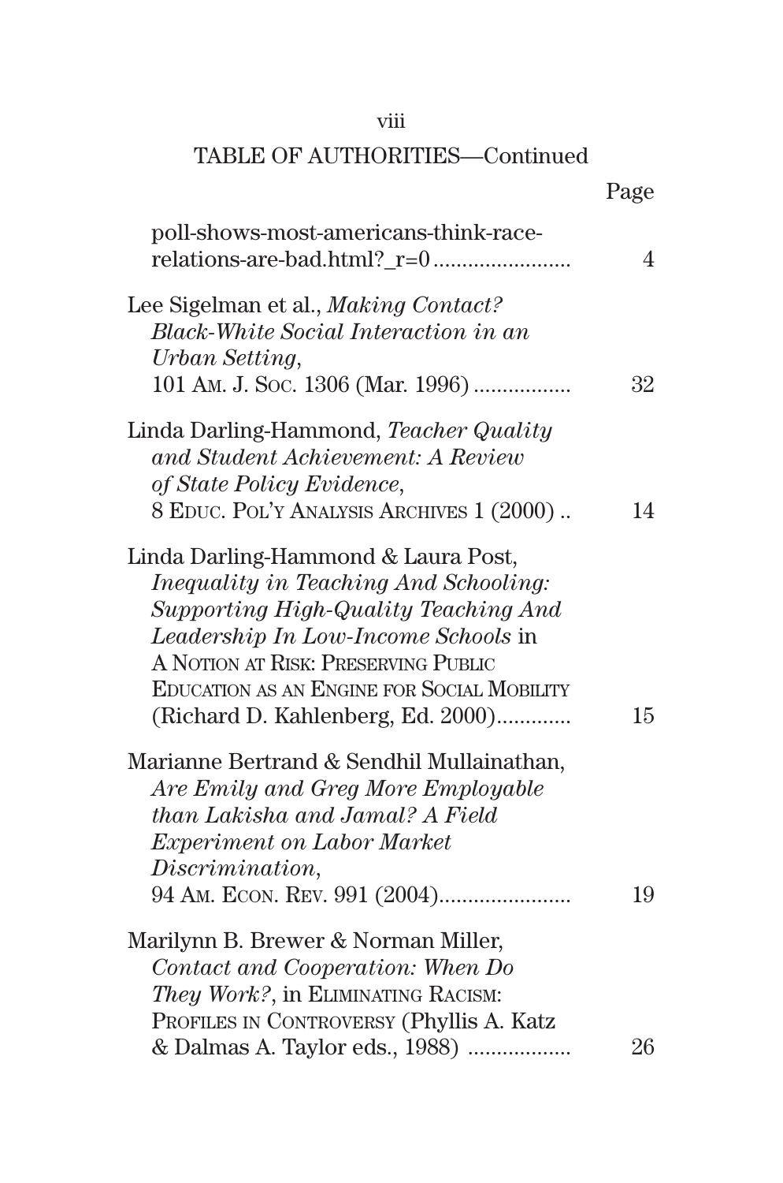## TABLE OF AUTHORITIES—Continued

Page

poll-shows-most-americans-think-race-relations-are-bad.html?_r=0 ........................ 4

Lee Sigelman et al., *Making Contact? Black-White Social Interaction in an Urban Setting*, 101 AM. J. SOC. 1306 (Mar. 1996) ................. 32

Linda Darling-Hammond, *Teacher Quality and Student Achievement: A Review of State Policy Evidence*, 8 EDUC. POL'Y ANALYSIS ARCHIVES 1 (2000) .. 14

Linda Darling-Hammond & Laura Post, *Inequality in Teaching And Schooling: Supporting High-Quality Teaching And Leadership In Low-Income Schools* in A NOTION AT RISK: PRESERVING PUBLIC EDUCATION AS AN ENGINE FOR SOCIAL MOBILITY (Richard D. Kahlenberg, Ed. 2000)............ 15

Marianne Bertrand & Sendhil Mullainathan, *Are Emily and Greg More Employable than Lakisha and Jamal? A Field Experiment on Labor Market Discrimination*, 94 AM. ECON. REV. 991 (2004)....................... 19

Marilynn B. Brewer & Norman Miller, *Contact and Cooperation: When Do They Work?*, in ELIMINATING RACISM: PROFILES IN CONTROVERSY (Phyllis A. Katz & Dalmas A. Taylor eds., 1988) .................. 26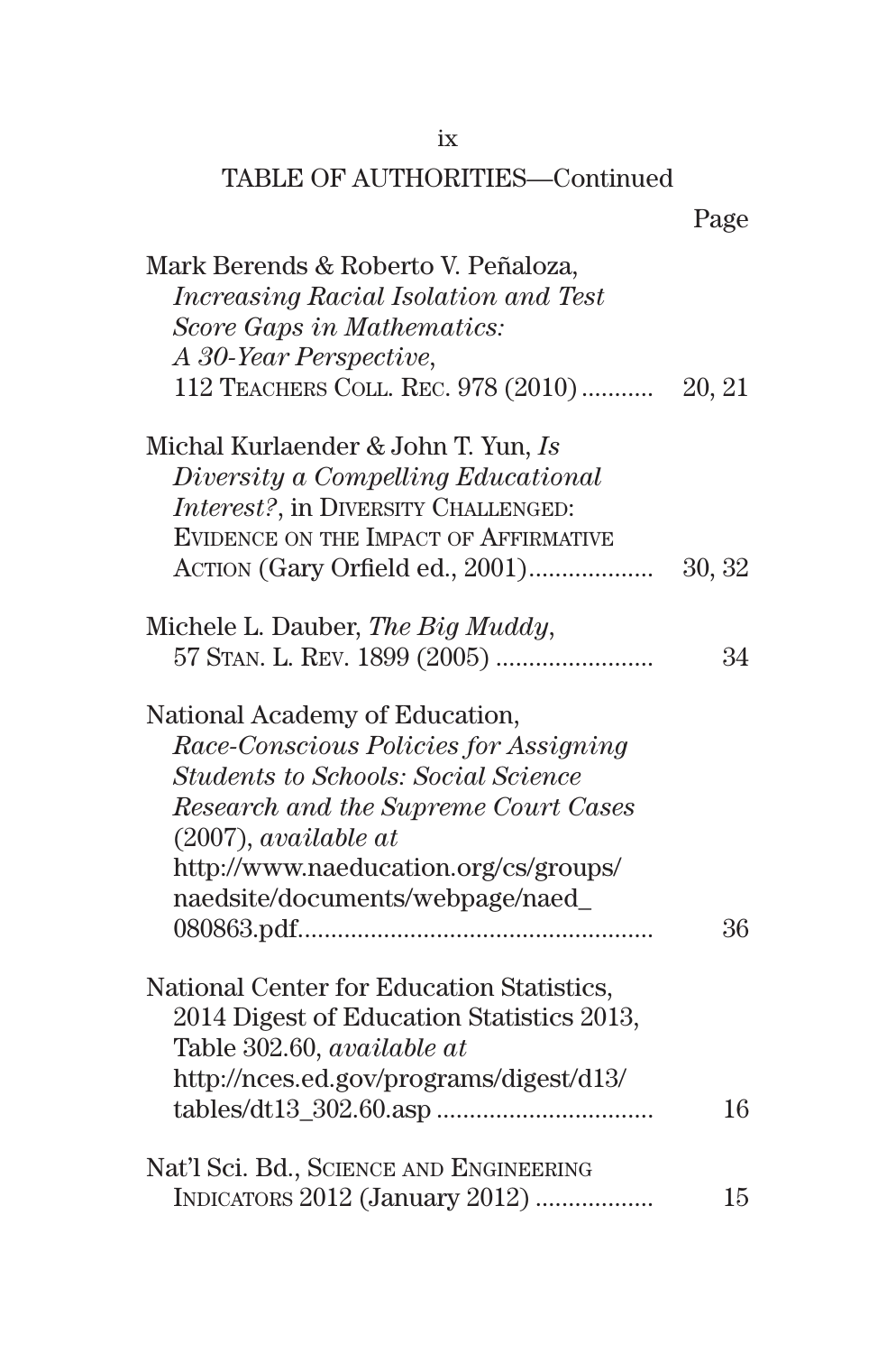TABLE OF AUTHORITIES—Continued

| | Page |
|---|---|
| Mark Berends & Roberto V. Peñaloza, *Increasing Racial Isolation and Test Score Gaps in Mathematics: A 30-Year Perspective*, 112 Teachers Coll. Rec. 978 (2010) | 20, 21 |
| Michal Kurlaender & John T. Yun, *Is Diversity a Compelling Educational Interest?*, in Diversity Challenged: Evidence on the Impact of Affirmative Action (Gary Orfield ed., 2001) | 30, 32 |
| Michele L. Dauber, *The Big Muddy*, 57 Stan. L. Rev. 1899 (2005) | 34 |
| National Academy of Education, *Race-Conscious Policies for Assigning Students to Schools: Social Science Research and the Supreme Court Cases* (2007), *available at* http://www.naeducation.org/cs/groups/naedsite/documents/webpage/naed_080863.pdf | 36 |
| National Center for Education Statistics, 2014 Digest of Education Statistics 2013, Table 302.60, *available at* http://nces.ed.gov/programs/digest/d13/tables/dt13_302.60.asp | 16 |
| Nat'l Sci. Bd., Science and Engineering Indicators 2012 (January 2012) | 15 |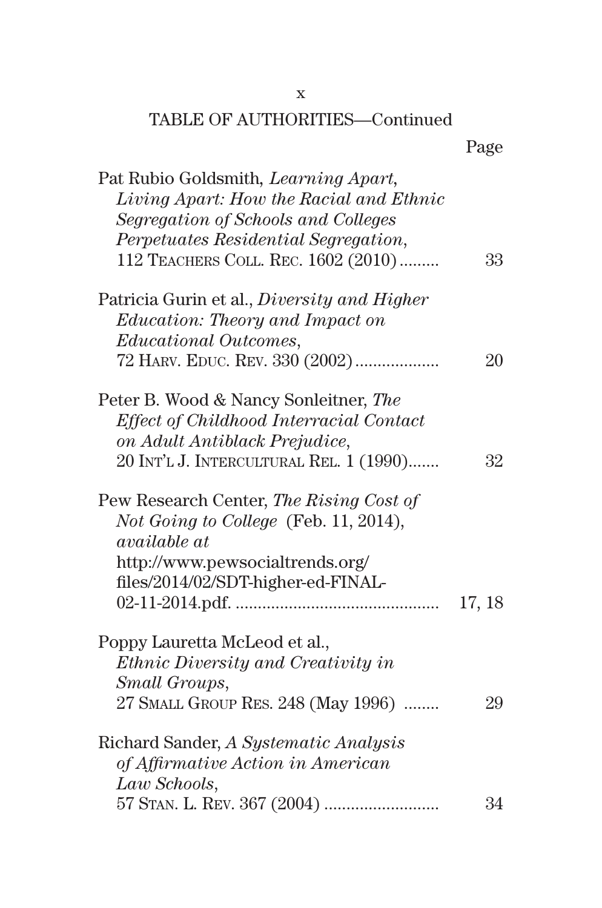TABLE OF AUTHORITIES—Continued

| | Page |
|---|---|
| Pat Rubio Goldsmith, *Learning Apart, Living Apart: How the Racial and Ethnic Segregation of Schools and Colleges Perpetuates Residential Segregation*, 112 TEACHERS COLL. REC. 1602 (2010) | 33 |
| Patricia Gurin et al., *Diversity and Higher Education: Theory and Impact on Educational Outcomes*, 72 HARV. EDUC. REV. 330 (2002) | 20 |
| Peter B. Wood & Nancy Sonleitner, *The Effect of Childhood Interracial Contact on Adult Antiblack Prejudice*, 20 INT'L J. INTERCULTURAL REL. 1 (1990) | 32 |
| Pew Research Center, *The Rising Cost of Not Going to College* (Feb. 11, 2014), *available at* http://www.pewsocialtrends.org/files/2014/02/SDT-higher-ed-FINAL-02-11-2014.pdf. | 17, 18 |
| Poppy Lauretta McLeod et al., *Ethnic Diversity and Creativity in Small Groups*, 27 SMALL GROUP RES. 248 (May 1996) | 29 |
| Richard Sander, *A Systematic Analysis of Affirmative Action in American Law Schools*, 57 STAN. L. REV. 367 (2004) | 34 |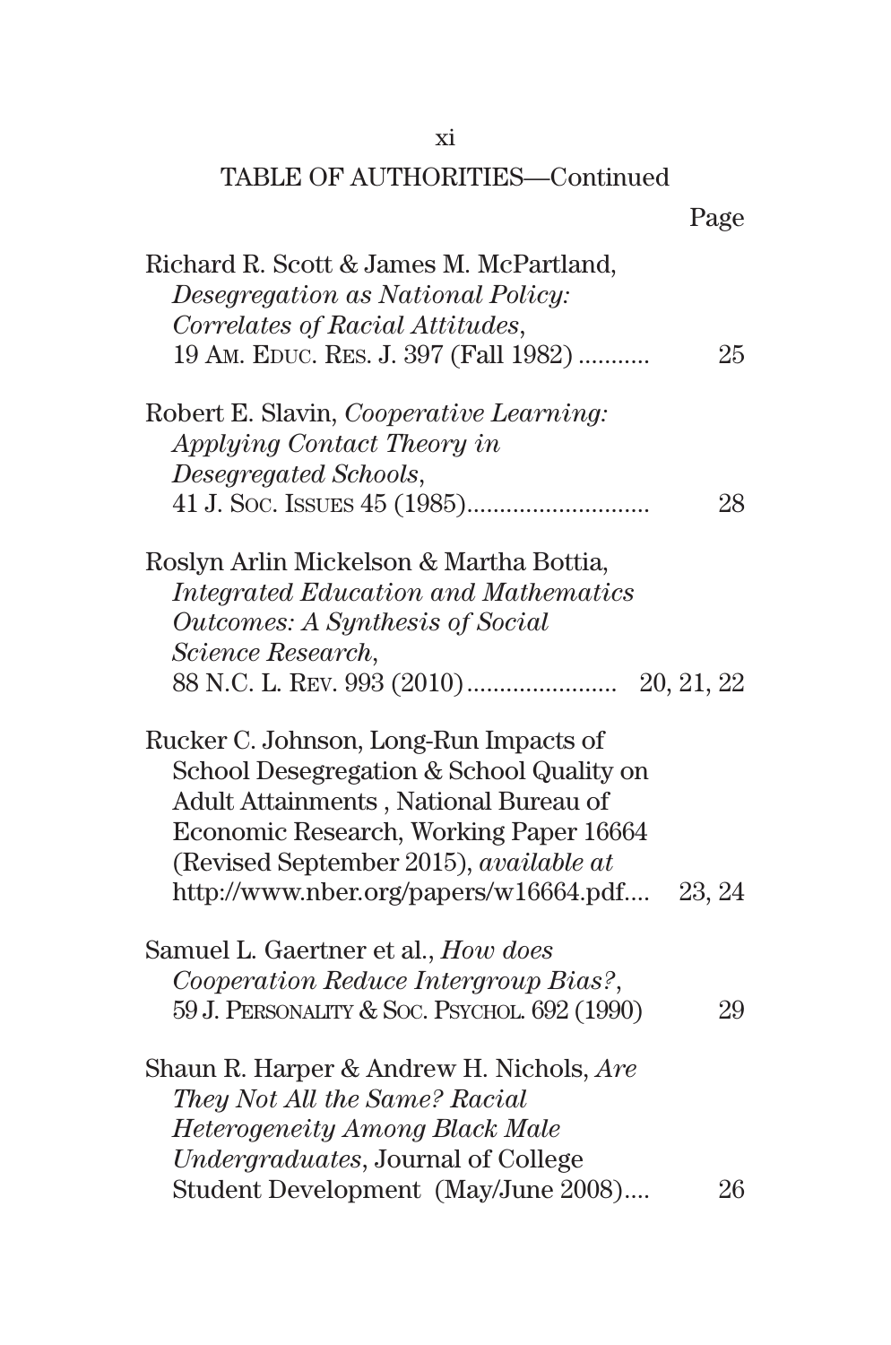TABLE OF AUTHORITIES—Continued

| | Page |
|---|---|
| Richard R. Scott & James M. McPartland, *Desegregation as National Policy: Correlates of Racial Attitudes*, 19 AM. EDUC. RES. J. 397 (Fall 1982) | 25 |
| Robert E. Slavin, *Cooperative Learning: Applying Contact Theory in Desegregated Schools*, 41 J. SOC. ISSUES 45 (1985) | 28 |
| Roslyn Arlin Mickelson & Martha Bottia, *Integrated Education and Mathematics Outcomes: A Synthesis of Social Science Research*, 88 N.C. L. REV. 993 (2010) | 20, 21, 22 |
| Rucker C. Johnson, Long-Run Impacts of School Desegregation & School Quality on Adult Attainments , National Bureau of Economic Research, Working Paper 16664 (Revised September 2015), *available at* http://www.nber.org/papers/w16664.pdf | 23, 24 |
| Samuel L. Gaertner et al., *How does Cooperation Reduce Intergroup Bias?*, 59 J. PERSONALITY & SOC. PSYCHOL. 692 (1990) | 29 |
| Shaun R. Harper & Andrew H. Nichols, *Are They Not All the Same? Racial Heterogeneity Among Black Male Undergraduates*, Journal of College Student Development (May/June 2008) | 26 |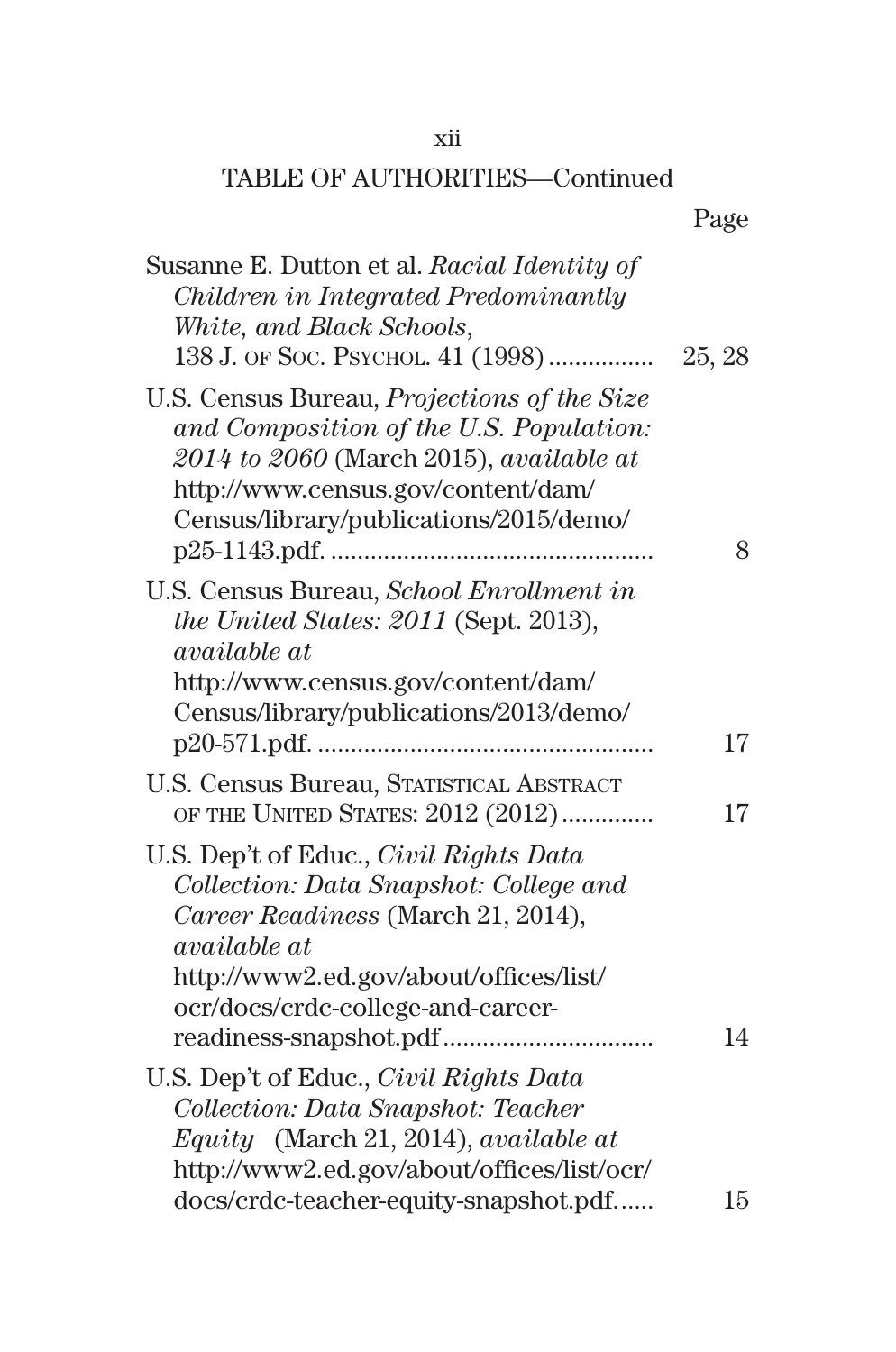TABLE OF AUTHORITIES—Continued

| | Page |
|---|---|
| Susanne E. Dutton et al. *Racial Identity of Children in Integrated Predominantly White, and Black Schools*, 138 J. OF SOC. PSYCHOL. 41 (1998) | 25, 28 |
| U.S. Census Bureau, *Projections of the Size and Composition of the U.S. Population: 2014 to 2060* (March 2015), *available at* http://www.census.gov/content/dam/Census/library/publications/2015/demo/p25-1143.pdf. | 8 |
| U.S. Census Bureau, *School Enrollment in the United States: 2011* (Sept. 2013), *available at* http://www.census.gov/content/dam/Census/library/publications/2013/demo/p20-571.pdf. | 17 |
| U.S. Census Bureau, STATISTICAL ABSTRACT OF THE UNITED STATES: 2012 (2012) | 17 |
| U.S. Dep't of Educ., *Civil Rights Data Collection: Data Snapshot: College and Career Readiness* (March 21, 2014), *available at* http://www2.ed.gov/about/offices/list/ocr/docs/crdc-college-and-career-readiness-snapshot.pdf | 14 |
| U.S. Dep't of Educ., *Civil Rights Data Collection: Data Snapshot: Teacher Equity* (March 21, 2014), *available at* http://www2.ed.gov/about/offices/list/ocr/docs/crdc-teacher-equity-snapshot.pdf. | 15 |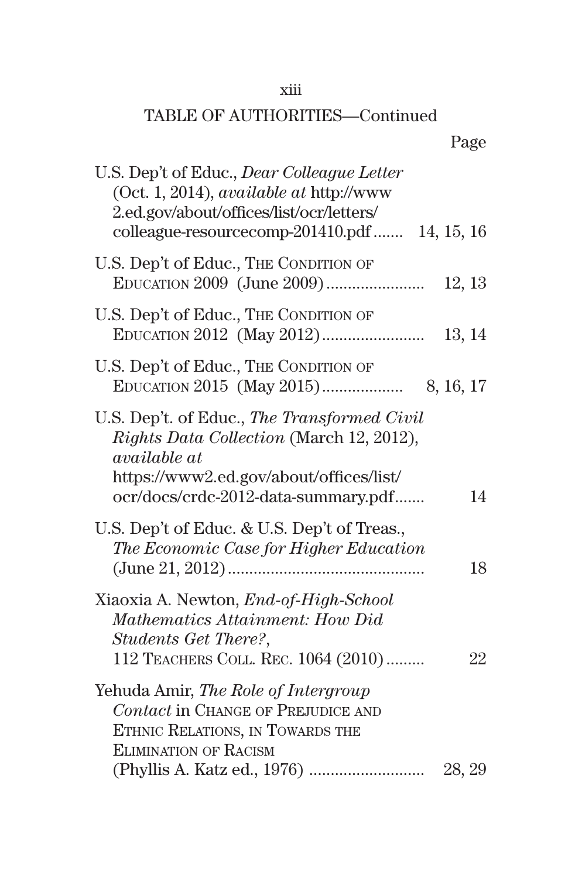TABLE OF AUTHORITIES—Continued

| | Page |
|---|---|
| U.S. Dep't of Educ., *Dear Colleague Letter* (Oct. 1, 2014), *available at* http://www2.ed.gov/about/offices/list/ocr/letters/colleague-resourcecomp-201410.pdf | 14, 15, 16 |
| U.S. Dep't of Educ., THE CONDITION OF EDUCATION 2009 (June 2009) | 12, 13 |
| U.S. Dep't of Educ., THE CONDITION OF EDUCATION 2012 (May 2012) | 13, 14 |
| U.S. Dep't of Educ., THE CONDITION OF EDUCATION 2015 (May 2015) | 8, 16, 17 |
| U.S. Dep't. of Educ., *The Transformed Civil Rights Data Collection* (March 12, 2012), *available at* https://www2.ed.gov/about/offices/list/ocr/docs/crdc-2012-data-summary.pdf | 14 |
| U.S. Dep't of Educ. & U.S. Dep't of Treas., *The Economic Case for Higher Education* (June 21, 2012) | 18 |
| Xiaoxia A. Newton, *End-of-High-School Mathematics Attainment: How Did Students Get There?*, 112 TEACHERS COLL. REC. 1064 (2010) | 22 |
| Yehuda Amir, *The Role of Intergroup Contact* in CHANGE OF PREJUDICE AND ETHNIC RELATIONS, IN TOWARDS THE ELIMINATION OF RACISM (Phyllis A. Katz ed., 1976) | 28, 29 |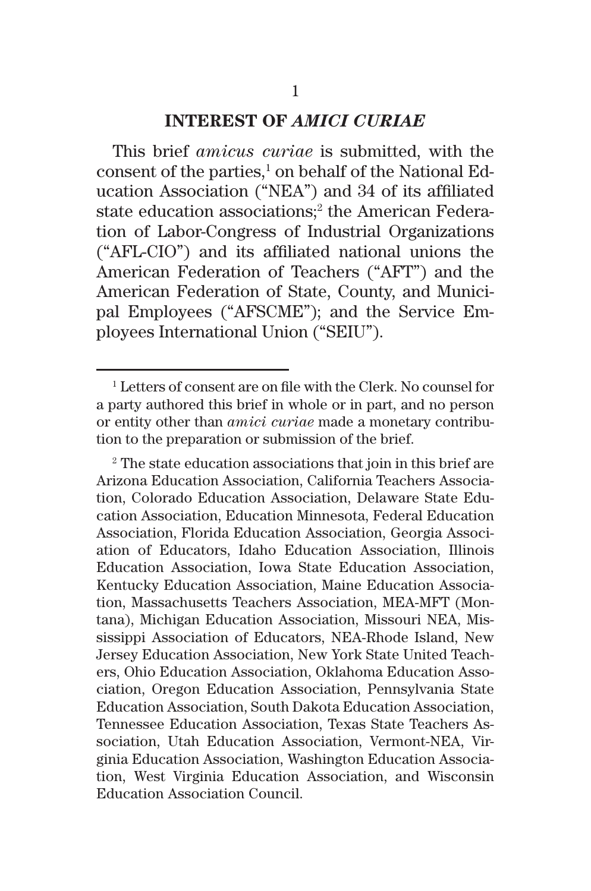## INTEREST OF *AMICI CURIAE*

This brief *amicus curiae* is submitted, with the consent of the parties,[1] on behalf of the National Education Association ("NEA") and 34 of its affiliated state education associations;[2] the American Federation of Labor-Congress of Industrial Organizations ("AFL-CIO") and its affiliated national unions the American Federation of Teachers ("AFT") and the American Federation of State, County, and Municipal Employees ("AFSCME"); and the Service Employees International Union ("SEIU").

---

[1] Letters of consent are on file with the Clerk. No counsel for a party authored this brief in whole or in part, and no person or entity other than *amici curiae* made a monetary contribution to the preparation or submission of the brief.

[2] The state education associations that join in this brief are Arizona Education Association, California Teachers Association, Colorado Education Association, Delaware State Education Association, Education Minnesota, Federal Education Association, Florida Education Association, Georgia Association of Educators, Idaho Education Association, Illinois Education Association, Iowa State Education Association, Kentucky Education Association, Maine Education Association, Massachusetts Teachers Association, MEA-MFT (Montana), Michigan Education Association, Missouri NEA, Mississippi Association of Educators, NEA-Rhode Island, New Jersey Education Association, New York State United Teachers, Ohio Education Association, Oklahoma Education Association, Oregon Education Association, Pennsylvania State Education Association, South Dakota Education Association, Tennessee Education Association, Texas State Teachers Association, Utah Education Association, Vermont-NEA, Virginia Education Association, Washington Education Association, West Virginia Education Association, and Wisconsin Education Association Council.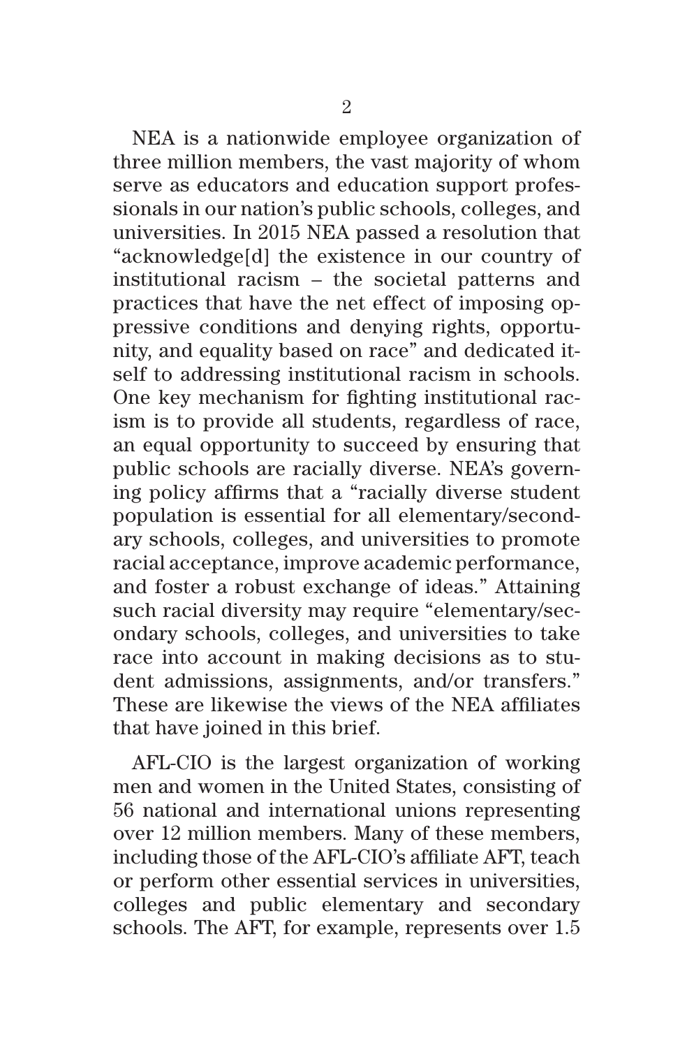NEA is a nationwide employee organization of three million members, the vast majority of whom serve as educators and education support professionals in our nation's public schools, colleges, and universities. In 2015 NEA passed a resolution that "acknowledge[d] the existence in our country of institutional racism – the societal patterns and practices that have the net effect of imposing oppressive conditions and denying rights, opportunity, and equality based on race" and dedicated itself to addressing institutional racism in schools. One key mechanism for fighting institutional racism is to provide all students, regardless of race, an equal opportunity to succeed by ensuring that public schools are racially diverse. NEA's governing policy affirms that a "racially diverse student population is essential for all elementary/secondary schools, colleges, and universities to promote racial acceptance, improve academic performance, and foster a robust exchange of ideas." Attaining such racial diversity may require "elementary/secondary schools, colleges, and universities to take race into account in making decisions as to student admissions, assignments, and/or transfers." These are likewise the views of the NEA affiliates that have joined in this brief.

AFL-CIO is the largest organization of working men and women in the United States, consisting of 56 national and international unions representing over 12 million members. Many of these members, including those of the AFL-CIO's affiliate AFT, teach or perform other essential services in universities, colleges and public elementary and secondary schools. The AFT, for example, represents over 1.5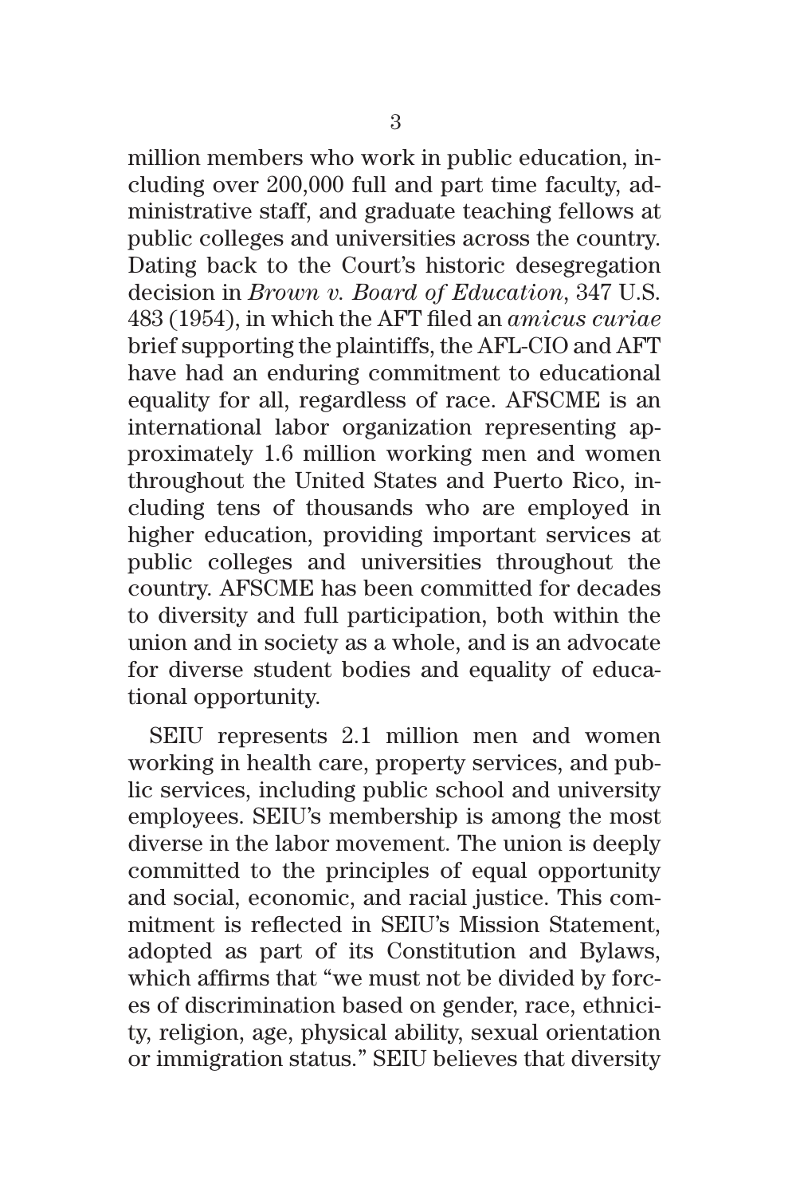million members who work in public education, including over 200,000 full and part time faculty, administrative staff, and graduate teaching fellows at public colleges and universities across the country. Dating back to the Court's historic desegregation decision in *Brown v. Board of Education*, 347 U.S. 483 (1954), in which the AFT filed an *amicus curiae* brief supporting the plaintiffs, the AFL-CIO and AFT have had an enduring commitment to educational equality for all, regardless of race. AFSCME is an international labor organization representing approximately 1.6 million working men and women throughout the United States and Puerto Rico, including tens of thousands who are employed in higher education, providing important services at public colleges and universities throughout the country. AFSCME has been committed for decades to diversity and full participation, both within the union and in society as a whole, and is an advocate for diverse student bodies and equality of educational opportunity.

SEIU represents 2.1 million men and women working in health care, property services, and public services, including public school and university employees. SEIU's membership is among the most diverse in the labor movement. The union is deeply committed to the principles of equal opportunity and social, economic, and racial justice. This commitment is reflected in SEIU's Mission Statement, adopted as part of its Constitution and Bylaws, which affirms that "we must not be divided by forces of discrimination based on gender, race, ethnicity, religion, age, physical ability, sexual orientation or immigration status." SEIU believes that diversity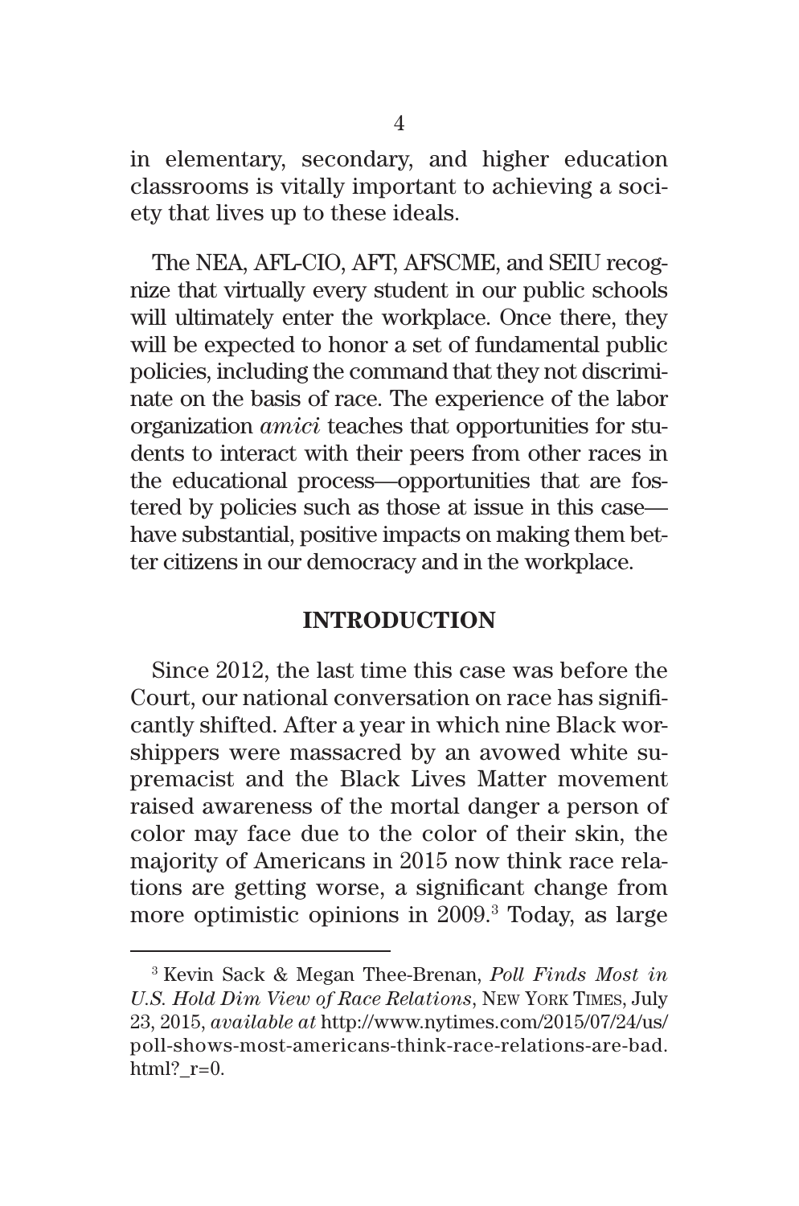in elementary, secondary, and higher education classrooms is vitally important to achieving a society that lives up to these ideals.

The NEA, AFL-CIO, AFT, AFSCME, and SEIU recognize that virtually every student in our public schools will ultimately enter the workplace. Once there, they will be expected to honor a set of fundamental public policies, including the command that they not discriminate on the basis of race. The experience of the labor organization *amici* teaches that opportunities for students to interact with their peers from other races in the educational process—opportunities that are fostered by policies such as those at issue in this case—have substantial, positive impacts on making them better citizens in our democracy and in the workplace.

## INTRODUCTION

Since 2012, the last time this case was before the Court, our national conversation on race has significantly shifted. After a year in which nine Black worshippers were massacred by an avowed white supremacist and the Black Lives Matter movement raised awareness of the mortal danger a person of color may face due to the color of their skin, the majority of Americans in 2015 now think race relations are getting worse, a significant change from more optimistic opinions in 2009.[3] Today, as large

---

[3] Kevin Sack & Megan Thee-Brenan, *Poll Finds Most in U.S. Hold Dim View of Race Relations*, NEW YORK TIMES, July 23, 2015, *available at* http://www.nytimes.com/2015/07/24/us/poll-shows-most-americans-think-race-relations-are-bad.html?_r=0.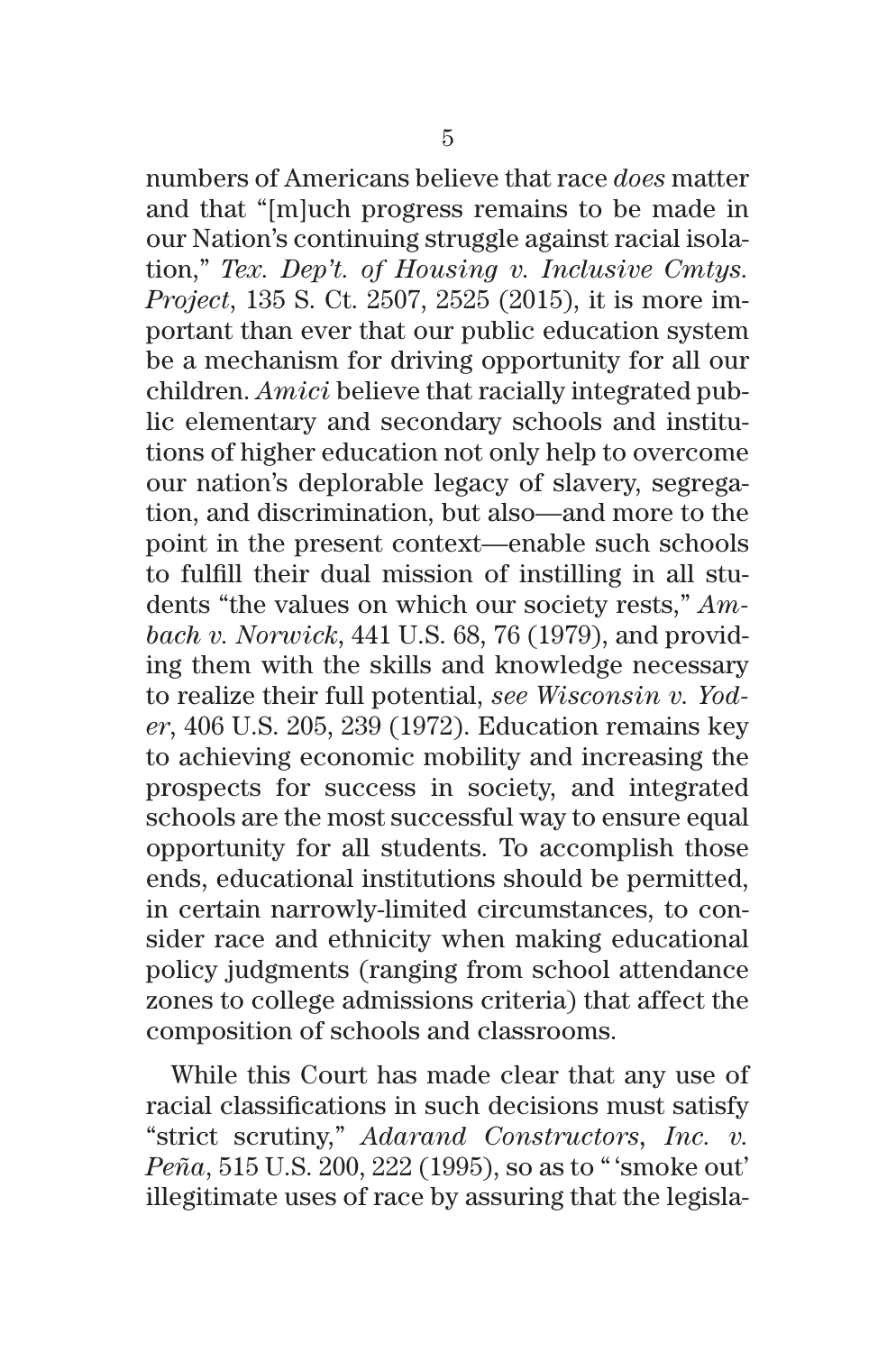numbers of Americans believe that race *does* matter and that "[m]uch progress remains to be made in our Nation's continuing struggle against racial isolation," *Tex. Dep't. of Housing v. Inclusive Cmtys. Project*, 135 S. Ct. 2507, 2525 (2015), it is more important than ever that our public education system be a mechanism for driving opportunity for all our children. *Amici* believe that racially integrated public elementary and secondary schools and institutions of higher education not only help to overcome our nation's deplorable legacy of slavery, segregation, and discrimination, but also—and more to the point in the present context—enable such schools to fulfill their dual mission of instilling in all students "the values on which our society rests," *Ambach v. Norwick*, 441 U.S. 68, 76 (1979), and providing them with the skills and knowledge necessary to realize their full potential, *see Wisconsin v. Yoder*, 406 U.S. 205, 239 (1972). Education remains key to achieving economic mobility and increasing the prospects for success in society, and integrated schools are the most successful way to ensure equal opportunity for all students. To accomplish those ends, educational institutions should be permitted, in certain narrowly-limited circumstances, to consider race and ethnicity when making educational policy judgments (ranging from school attendance zones to college admissions criteria) that affect the composition of schools and classrooms.

While this Court has made clear that any use of racial classifications in such decisions must satisfy "strict scrutiny," *Adarand Constructors, Inc. v. Peña*, 515 U.S. 200, 222 (1995), so as to " 'smoke out' illegitimate uses of race by assuring that the legisla-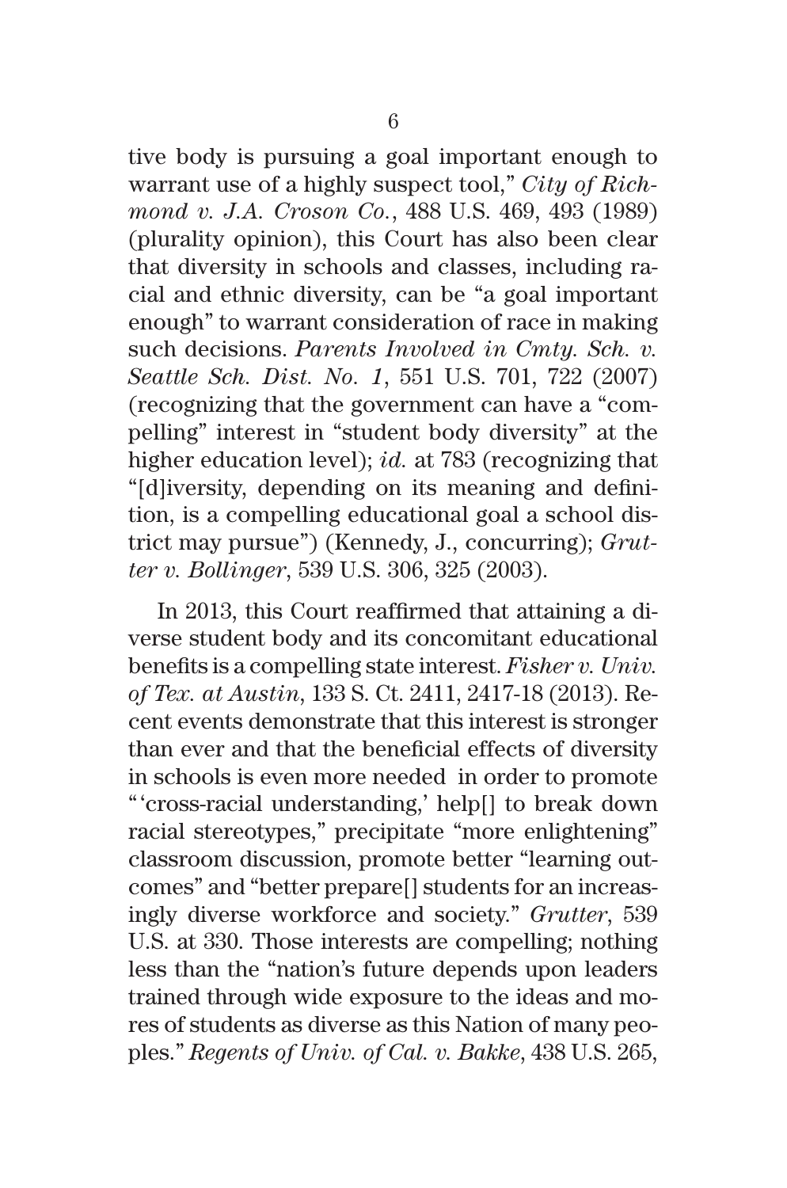tive body is pursuing a goal important enough to warrant use of a highly suspect tool," *City of Richmond v. J.A. Croson Co.*, 488 U.S. 469, 493 (1989) (plurality opinion), this Court has also been clear that diversity in schools and classes, including racial and ethnic diversity, can be "a goal important enough" to warrant consideration of race in making such decisions. *Parents Involved in Cmty. Sch. v. Seattle Sch. Dist. No. 1*, 551 U.S. 701, 722 (2007) (recognizing that the government can have a "compelling" interest in "student body diversity" at the higher education level); *id.* at 783 (recognizing that "[d]iversity, depending on its meaning and definition, is a compelling educational goal a school district may pursue") (Kennedy, J., concurring); *Grutter v. Bollinger*, 539 U.S. 306, 325 (2003).

In 2013, this Court reaffirmed that attaining a diverse student body and its concomitant educational benefits is a compelling state interest. *Fisher v. Univ. of Tex. at Austin*, 133 S. Ct. 2411, 2417-18 (2013). Recent events demonstrate that this interest is stronger than ever and that the beneficial effects of diversity in schools is even more needed in order to promote "'cross-racial understanding,' help[] to break down racial stereotypes," precipitate "more enlightening" classroom discussion, promote better "learning outcomes" and "better prepare[] students for an increasingly diverse workforce and society." *Grutter*, 539 U.S. at 330. Those interests are compelling; nothing less than the "nation's future depends upon leaders trained through wide exposure to the ideas and mores of students as diverse as this Nation of many peoples." *Regents of Univ. of Cal. v. Bakke*, 438 U.S. 265,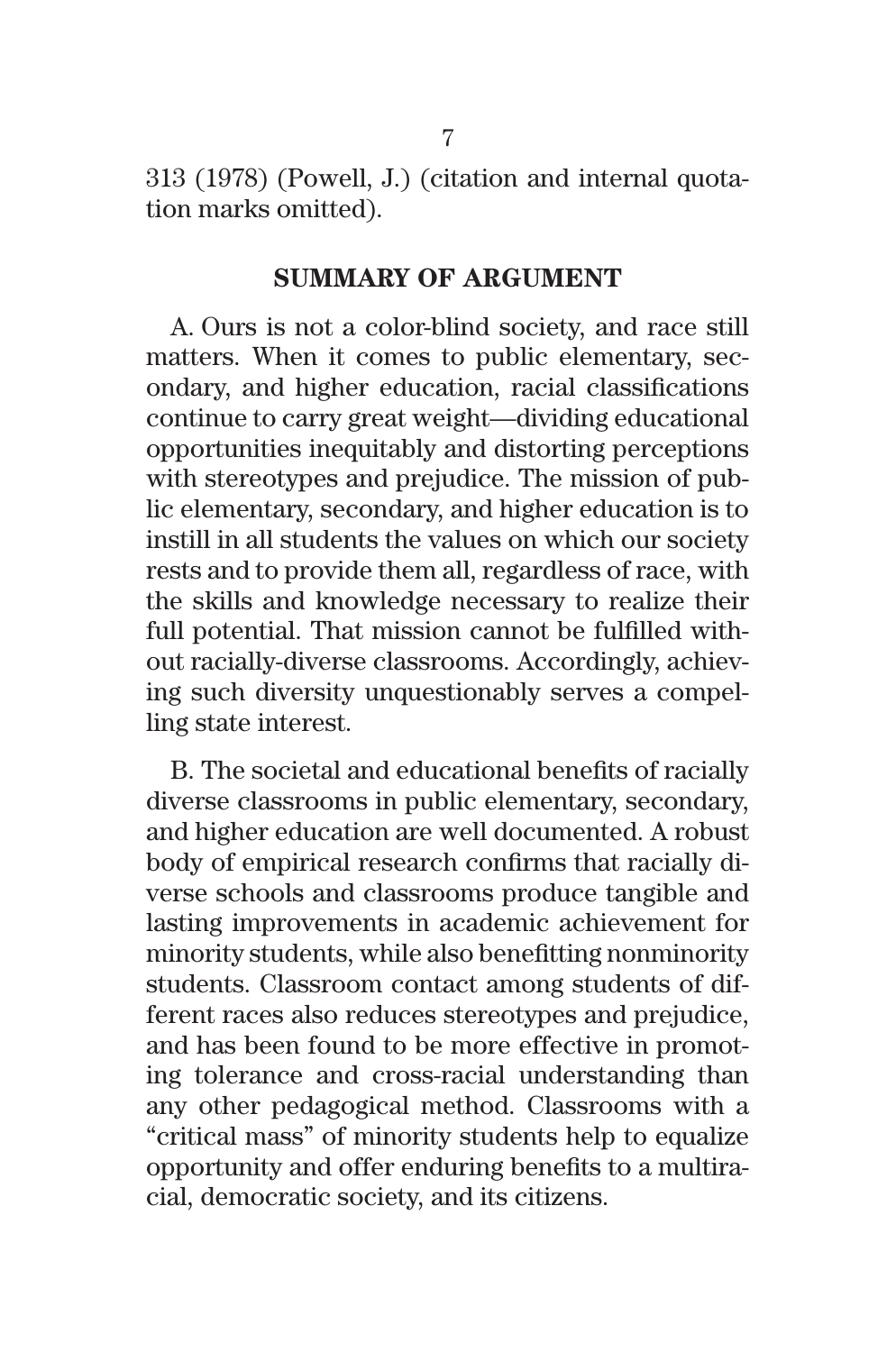313 (1978) (Powell, J.) (citation and internal quotation marks omitted).

## SUMMARY OF ARGUMENT

A. Ours is not a color-blind society, and race still matters. When it comes to public elementary, secondary, and higher education, racial classifications continue to carry great weight—dividing educational opportunities inequitably and distorting perceptions with stereotypes and prejudice. The mission of public elementary, secondary, and higher education is to instill in all students the values on which our society rests and to provide them all, regardless of race, with the skills and knowledge necessary to realize their full potential. That mission cannot be fulfilled without racially-diverse classrooms. Accordingly, achieving such diversity unquestionably serves a compelling state interest.

B. The societal and educational benefits of racially diverse classrooms in public elementary, secondary, and higher education are well documented. A robust body of empirical research confirms that racially diverse schools and classrooms produce tangible and lasting improvements in academic achievement for minority students, while also benefitting nonminority students. Classroom contact among students of different races also reduces stereotypes and prejudice, and has been found to be more effective in promoting tolerance and cross-racial understanding than any other pedagogical method. Classrooms with a "critical mass" of minority students help to equalize opportunity and offer enduring benefits to a multiracial, democratic society, and its citizens.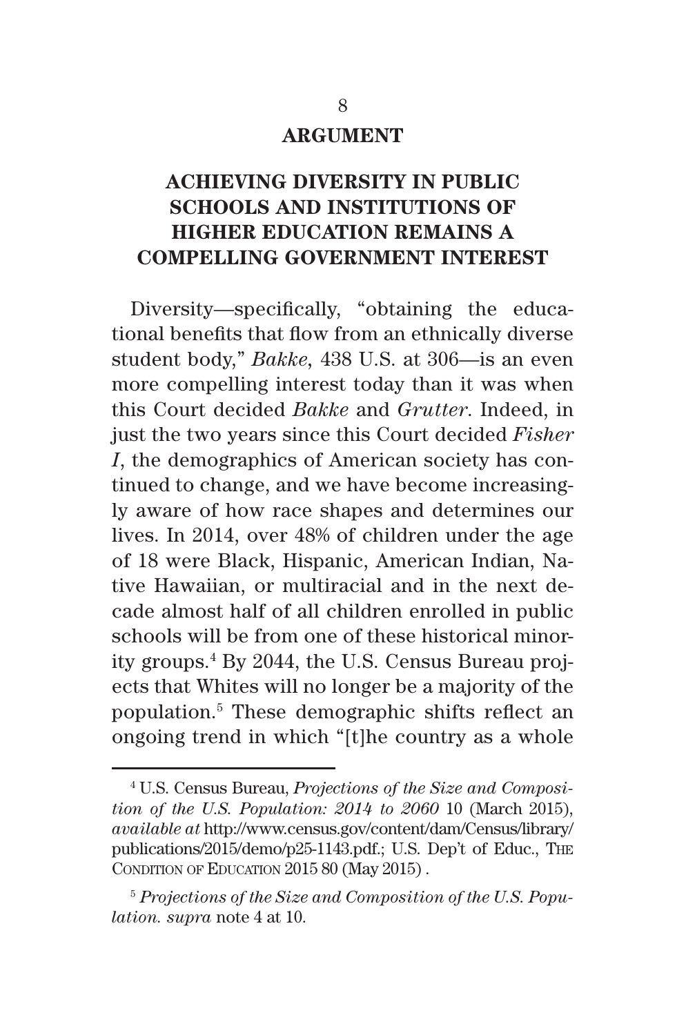## ARGUMENT

### ACHIEVING DIVERSITY IN PUBLIC SCHOOLS AND INSTITUTIONS OF HIGHER EDUCATION REMAINS A COMPELLING GOVERNMENT INTEREST

Diversity—specifically, "obtaining the educational benefits that flow from an ethnically diverse student body," *Bakke*, 438 U.S. at 306—is an even more compelling interest today than it was when this Court decided *Bakke* and *Grutter*. Indeed, in just the two years since this Court decided *Fisher I*, the demographics of American society has continued to change, and we have become increasingly aware of how race shapes and determines our lives. In 2014, over 48% of children under the age of 18 were Black, Hispanic, American Indian, Native Hawaiian, or multiracial and in the next decade almost half of all children enrolled in public schools will be from one of these historical minority groups.[4] By 2044, the U.S. Census Bureau projects that Whites will no longer be a majority of the population.[5] These demographic shifts reflect an ongoing trend in which "[t]he country as a whole

---

[4] U.S. Census Bureau, *Projections of the Size and Composition of the U.S. Population: 2014 to 2060* 10 (March 2015), *available at* http://www.census.gov/content/dam/Census/library/publications/2015/demo/p25-1143.pdf.; U.S. Dep't of Educ., The Condition of Education 2015 80 (May 2015) .

[5] *Projections of the Size and Composition of the U.S. Population. supra* note 4 at 10.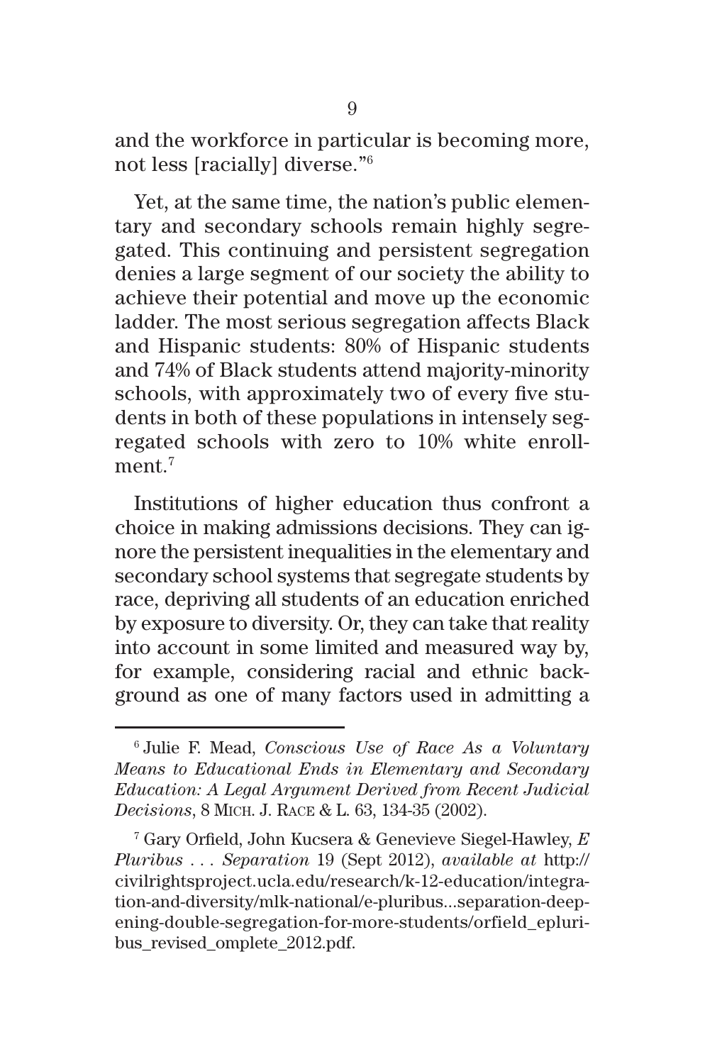and the workforce in particular is becoming more, not less [racially] diverse."[6]

Yet, at the same time, the nation's public elementary and secondary schools remain highly segregated. This continuing and persistent segregation denies a large segment of our society the ability to achieve their potential and move up the economic ladder. The most serious segregation affects Black and Hispanic students: 80% of Hispanic students and 74% of Black students attend majority-minority schools, with approximately two of every five students in both of these populations in intensely segregated schools with zero to 10% white enrollment.[7]

Institutions of higher education thus confront a choice in making admissions decisions. They can ignore the persistent inequalities in the elementary and secondary school systems that segregate students by race, depriving all students of an education enriched by exposure to diversity. Or, they can take that reality into account in some limited and measured way by, for example, considering racial and ethnic background as one of many factors used in admitting a

---

[6] Julie F. Mead, *Conscious Use of Race As a Voluntary Means to Educational Ends in Elementary and Secondary Education: A Legal Argument Derived from Recent Judicial Decisions*, 8 MICH. J. RACE & L. 63, 134-35 (2002).

[7] Gary Orfield, John Kucsera & Genevieve Siegel-Hawley, *E Pluribus . . . Separation* 19 (Sept 2012), *available at* http://civilrightsproject.ucla.edu/research/k-12-education/integration-and-diversity/mlk-national/e-pluribus...separation-deepening-double-segregation-for-more-students/orfield_epluribus_revised_omplete_2012.pdf.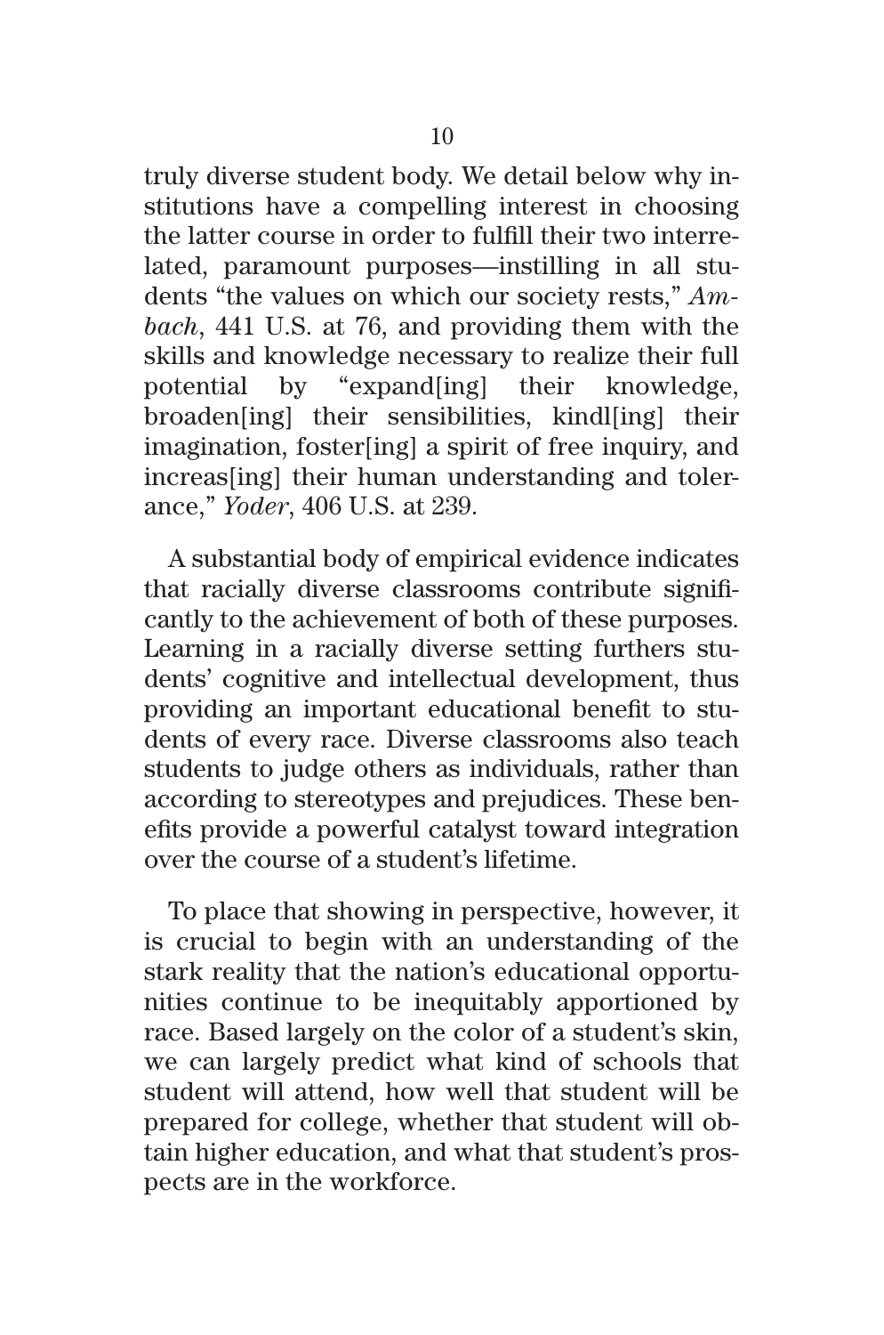truly diverse student body. We detail below why institutions have a compelling interest in choosing the latter course in order to fulfill their two interrelated, paramount purposes—instilling in all students "the values on which our society rests," *Ambach*, 441 U.S. at 76, and providing them with the skills and knowledge necessary to realize their full potential by "expand[ing] their knowledge, broaden[ing] their sensibilities, kindl[ing] their imagination, foster[ing] a spirit of free inquiry, and increas[ing] their human understanding and tolerance," *Yoder*, 406 U.S. at 239.

A substantial body of empirical evidence indicates that racially diverse classrooms contribute significantly to the achievement of both of these purposes. Learning in a racially diverse setting furthers students' cognitive and intellectual development, thus providing an important educational benefit to students of every race. Diverse classrooms also teach students to judge others as individuals, rather than according to stereotypes and prejudices. These benefits provide a powerful catalyst toward integration over the course of a student's lifetime.

To place that showing in perspective, however, it is crucial to begin with an understanding of the stark reality that the nation's educational opportunities continue to be inequitably apportioned by race. Based largely on the color of a student's skin, we can largely predict what kind of schools that student will attend, how well that student will be prepared for college, whether that student will obtain higher education, and what that student's prospects are in the workforce.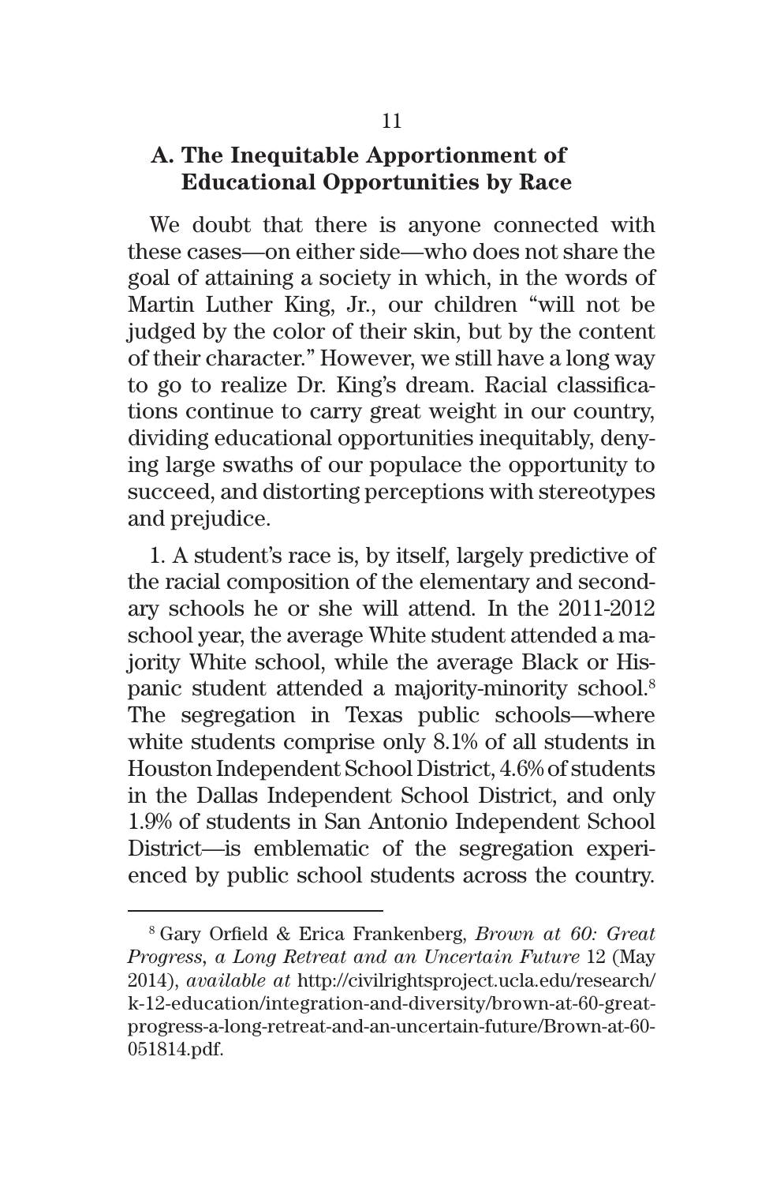### A. The Inequitable Apportionment of Educational Opportunities by Race

We doubt that there is anyone connected with these cases—on either side—who does not share the goal of attaining a society in which, in the words of Martin Luther King, Jr., our children "will not be judged by the color of their skin, but by the content of their character." However, we still have a long way to go to realize Dr. King's dream. Racial classifications continue to carry great weight in our country, dividing educational opportunities inequitably, denying large swaths of our populace the opportunity to succeed, and distorting perceptions with stereotypes and prejudice.

1. A student's race is, by itself, largely predictive of the racial composition of the elementary and secondary schools he or she will attend. In the 2011-2012 school year, the average White student attended a majority White school, while the average Black or Hispanic student attended a majority-minority school.[8] The segregation in Texas public schools—where white students comprise only 8.1% of all students in Houston Independent School District, 4.6% of students in the Dallas Independent School District, and only 1.9% of students in San Antonio Independent School District—is emblematic of the segregation experienced by public school students across the country.

---

[8] Gary Orfield & Erica Frankenberg, *Brown at 60: Great Progress, a Long Retreat and an Uncertain Future* 12 (May 2014), *available at* http://civilrightsproject.ucla.edu/research/k-12-education/integration-and-diversity/brown-at-60-great-progress-a-long-retreat-and-an-uncertain-future/Brown-at-60-051814.pdf.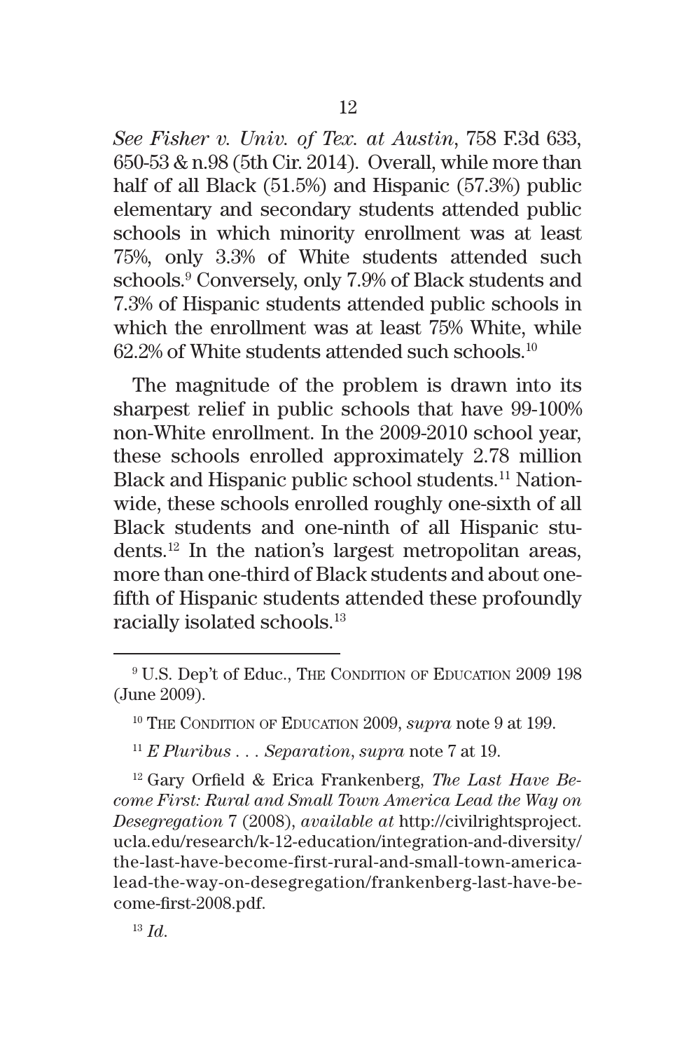*See Fisher v. Univ. of Tex. at Austin*, 758 F.3d 633, 650-53 & n.98 (5th Cir. 2014). Overall, while more than half of all Black (51.5%) and Hispanic (57.3%) public elementary and secondary students attended public schools in which minority enrollment was at least 75%, only 3.3% of White students attended such schools.[9] Conversely, only 7.9% of Black students and 7.3% of Hispanic students attended public schools in which the enrollment was at least 75% White, while 62.2% of White students attended such schools.[10]

The magnitude of the problem is drawn into its sharpest relief in public schools that have 99-100% non-White enrollment. In the 2009-2010 school year, these schools enrolled approximately 2.78 million Black and Hispanic public school students.[11] Nationwide, these schools enrolled roughly one-sixth of all Black students and one-ninth of all Hispanic students.[12] In the nation's largest metropolitan areas, more than one-third of Black students and about one-fifth of Hispanic students attended these profoundly racially isolated schools.[13]

---

[9] U.S. Dep't of Educ., The Condition of Education 2009 198 (June 2009).

[10] The Condition of Education 2009, *supra* note 9 at 199.

[11] *E Pluribus . . . Separation*, *supra* note 7 at 19.

[12] Gary Orfield & Erica Frankenberg, *The Last Have Become First: Rural and Small Town America Lead the Way on Desegregation* 7 (2008), *available at* http://civilrightsproject.ucla.edu/research/k-12-education/integration-and-diversity/the-last-have-become-first-rural-and-small-town-america-lead-the-way-on-desegregation/frankenberg-last-have-become-first-2008.pdf.

[13] *Id.*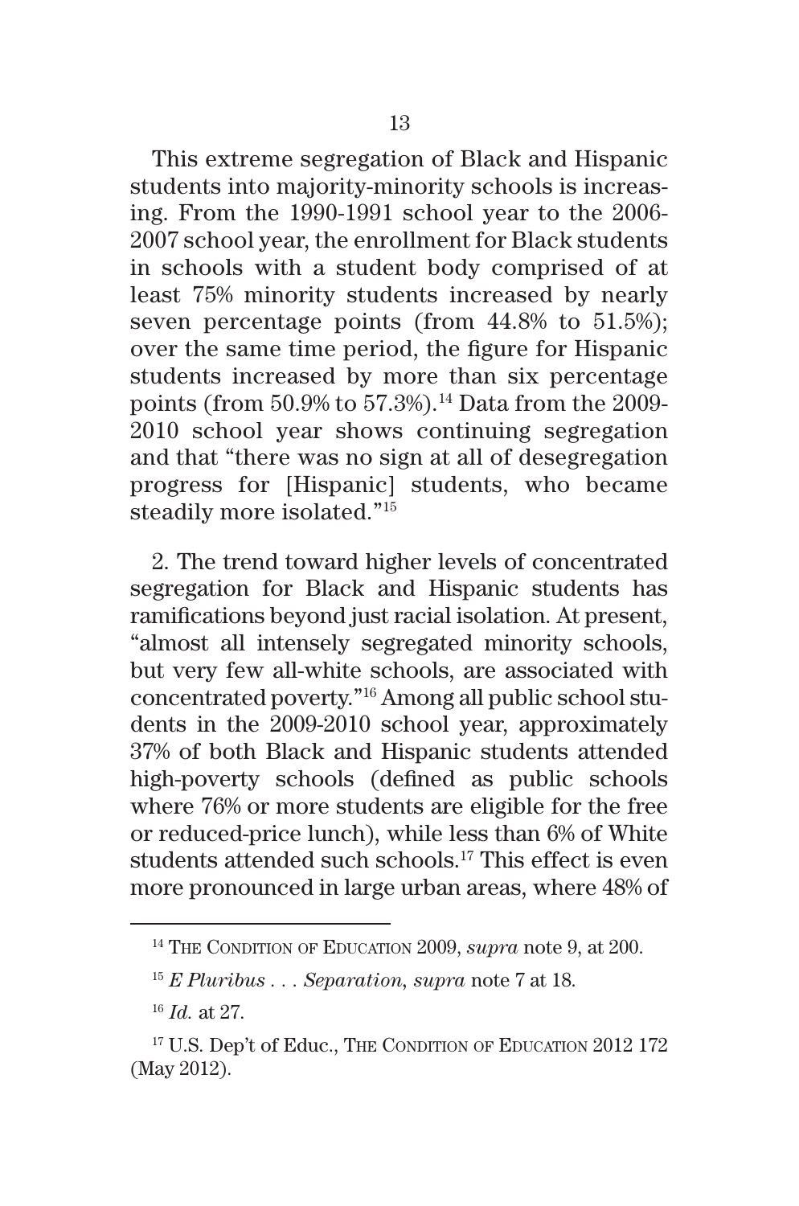This extreme segregation of Black and Hispanic students into majority-minority schools is increasing. From the 1990-1991 school year to the 2006-2007 school year, the enrollment for Black students in schools with a student body comprised of at least 75% minority students increased by nearly seven percentage points (from 44.8% to 51.5%); over the same time period, the figure for Hispanic students increased by more than six percentage points (from 50.9% to 57.3%).[14] Data from the 2009-2010 school year shows continuing segregation and that "there was no sign at all of desegregation progress for [Hispanic] students, who became steadily more isolated."[15]

2. The trend toward higher levels of concentrated segregation for Black and Hispanic students has ramifications beyond just racial isolation. At present, "almost all intensely segregated minority schools, but very few all-white schools, are associated with concentrated poverty."[16] Among all public school students in the 2009-2010 school year, approximately 37% of both Black and Hispanic students attended high-poverty schools (defined as public schools where 76% or more students are eligible for the free or reduced-price lunch), while less than 6% of White students attended such schools.[17] This effect is even more pronounced in large urban areas, where 48% of

---

[14] The Condition of Education 2009, *supra* note 9, at 200.

[15] *E Pluribus . . . Separation*, *supra* note 7 at 18.

[16] *Id.* at 27.

[17] U.S. Dep't of Educ., The Condition of Education 2012 172 (May 2012).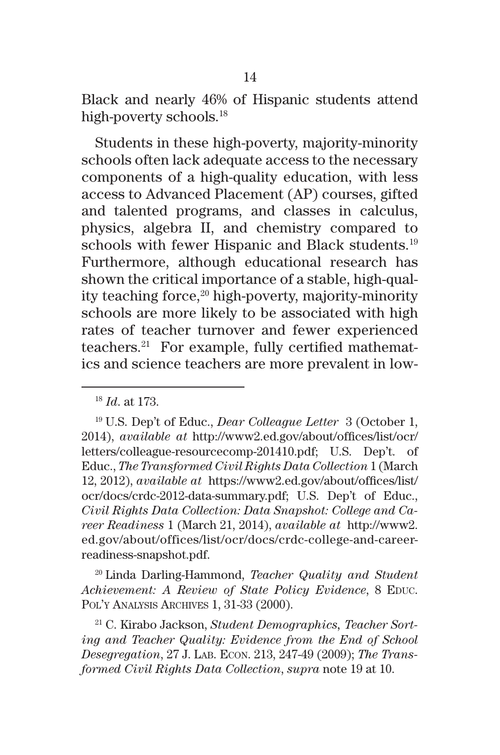Black and nearly 46% of Hispanic students attend high-poverty schools.[18]

Students in these high-poverty, majority-minority schools often lack adequate access to the necessary components of a high-quality education, with less access to Advanced Placement (AP) courses, gifted and talented programs, and classes in calculus, physics, algebra II, and chemistry compared to schools with fewer Hispanic and Black students.[19] Furthermore, although educational research has shown the critical importance of a stable, high-quality teaching force,[20] high-poverty, majority-minority schools are more likely to be associated with high rates of teacher turnover and fewer experienced teachers.[21] For example, fully certified mathematics and science teachers are more prevalent in low-

---

[18] *Id*. at 173.

[19] U.S. Dep't of Educ., *Dear Colleague Letter* 3 (October 1, 2014), *available at* http://www2.ed.gov/about/offices/list/ocr/letters/colleague-resourcecomp-201410.pdf; U.S. Dep't. of Educ., *The Transformed Civil Rights Data Collection* 1 (March 12, 2012), *available at* https://www2.ed.gov/about/offices/list/ocr/docs/crdc-2012-data-summary.pdf; U.S. Dep't of Educ., *Civil Rights Data Collection: Data Snapshot: College and Career Readiness* 1 (March 21, 2014), *available at* http://www2.ed.gov/about/offices/list/ocr/docs/crdc-college-and-career-readiness-snapshot.pdf.

[20] Linda Darling-Hammond, *Teacher Quality and Student Achievement: A Review of State Policy Evidence*, 8 EDUC. POL'Y ANALYSIS ARCHIVES 1, 31-33 (2000).

[21] C. Kirabo Jackson, *Student Demographics, Teacher Sorting and Teacher Quality: Evidence from the End of School Desegregation*, 27 J. LAB. ECON. 213, 247-49 (2009); *The Transformed Civil Rights Data Collection*, *supra* note 19 at 10.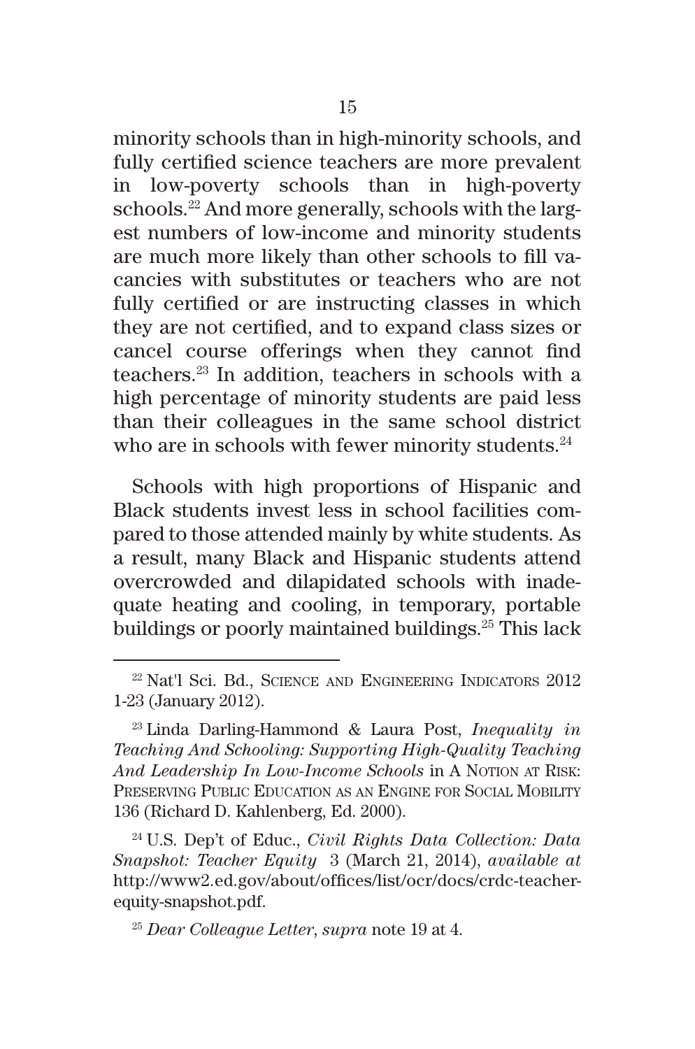minority schools than in high-minority schools, and fully certified science teachers are more prevalent in low-poverty schools than in high-poverty schools.[22] And more generally, schools with the largest numbers of low-income and minority students are much more likely than other schools to fill vacancies with substitutes or teachers who are not fully certified or are instructing classes in which they are not certified, and to expand class sizes or cancel course offerings when they cannot find teachers.[23] In addition, teachers in schools with a high percentage of minority students are paid less than their colleagues in the same school district who are in schools with fewer minority students.[24]

Schools with high proportions of Hispanic and Black students invest less in school facilities compared to those attended mainly by white students. As a result, many Black and Hispanic students attend overcrowded and dilapidated schools with inadequate heating and cooling, in temporary, portable buildings or poorly maintained buildings.[25] This lack

---

[22] Nat'l Sci. Bd., Science and Engineering Indicators 2012 1-23 (January 2012).

[23] Linda Darling-Hammond & Laura Post, *Inequality in Teaching And Schooling: Supporting High-Quality Teaching And Leadership In Low-Income Schools* in A Notion at Risk: Preserving Public Education as an Engine for Social Mobility 136 (Richard D. Kahlenberg, Ed. 2000).

[24] U.S. Dep't of Educ., *Civil Rights Data Collection: Data Snapshot: Teacher Equity* 3 (March 21, 2014), *available at* http://www2.ed.gov/about/offices/list/ocr/docs/crdc-teacher-equity-snapshot.pdf.

[25] *Dear Colleague Letter*, *supra* note 19 at 4.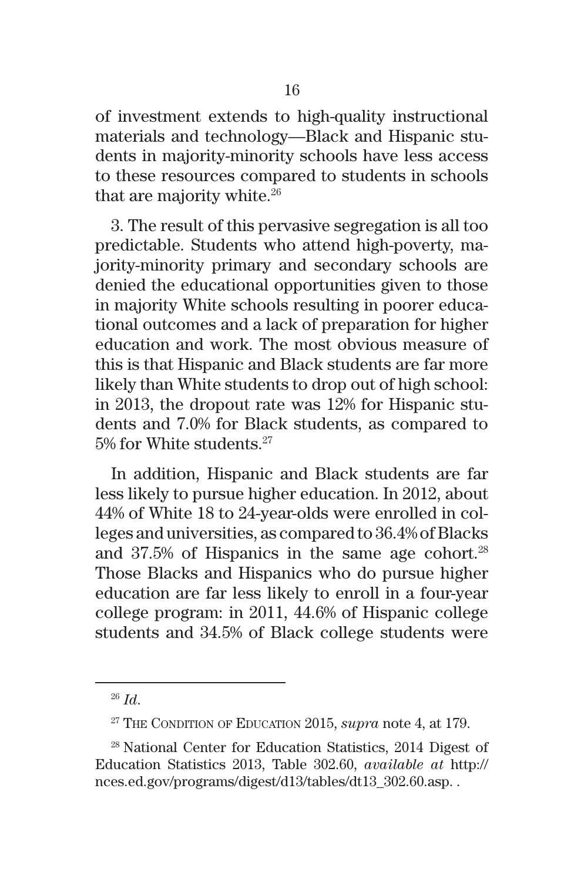of investment extends to high-quality instructional materials and technology—Black and Hispanic students in majority-minority schools have less access to these resources compared to students in schools that are majority white.[26]

3. The result of this pervasive segregation is all too predictable. Students who attend high-poverty, majority-minority primary and secondary schools are denied the educational opportunities given to those in majority White schools resulting in poorer educational outcomes and a lack of preparation for higher education and work. The most obvious measure of this is that Hispanic and Black students are far more likely than White students to drop out of high school: in 2013, the dropout rate was 12% for Hispanic students and 7.0% for Black students, as compared to 5% for White students.[27]

In addition, Hispanic and Black students are far less likely to pursue higher education. In 2012, about 44% of White 18 to 24-year-olds were enrolled in colleges and universities, as compared to 36.4% of Blacks and 37.5% of Hispanics in the same age cohort.[28] Those Blacks and Hispanics who do pursue higher education are far less likely to enroll in a four-year college program: in 2011, 44.6% of Hispanic college students and 34.5% of Black college students were

---

[26] *Id.*

[27] The Condition of Education 2015, *supra* note 4, at 179.

[28] National Center for Education Statistics, 2014 Digest of Education Statistics 2013, Table 302.60, *available at* http://nces.ed.gov/programs/digest/d13/tables/dt13_302.60.asp. .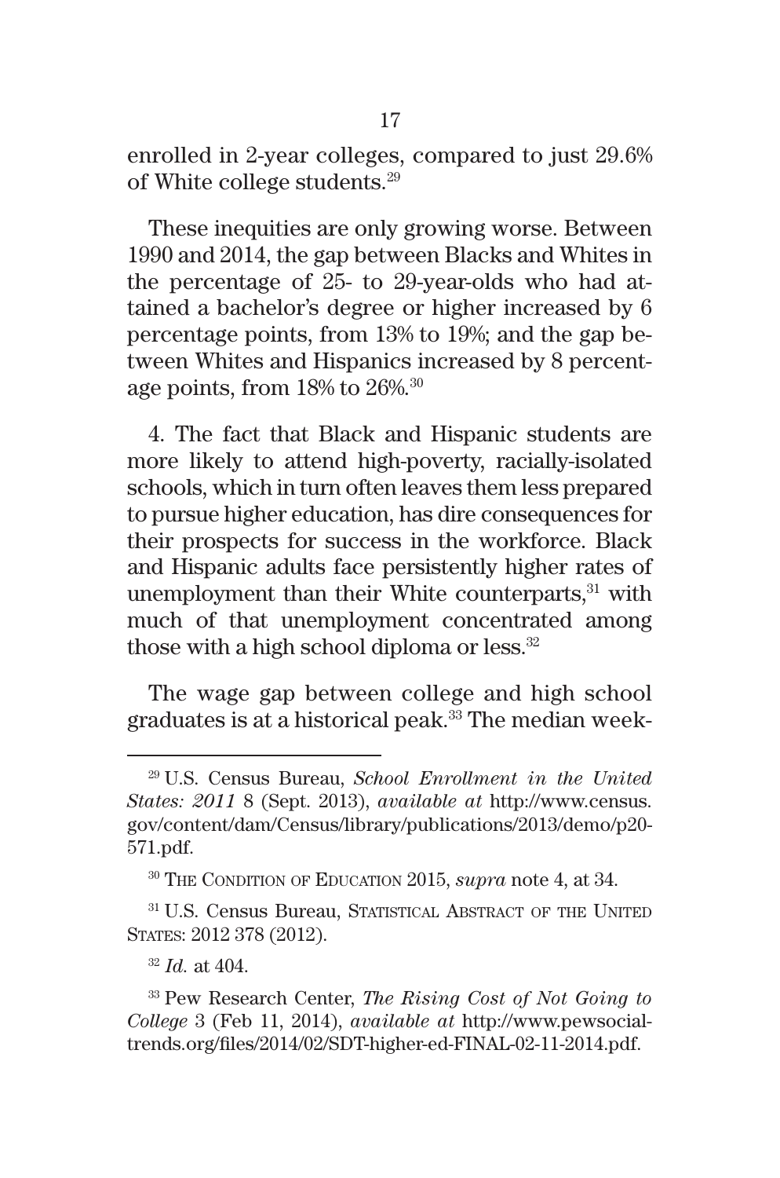enrolled in 2-year colleges, compared to just 29.6% of White college students.[29]

These inequities are only growing worse. Between 1990 and 2014, the gap between Blacks and Whites in the percentage of 25- to 29-year-olds who had attained a bachelor's degree or higher increased by 6 percentage points, from 13% to 19%; and the gap between Whites and Hispanics increased by 8 percentage points, from 18% to 26%.[30]

4. The fact that Black and Hispanic students are more likely to attend high-poverty, racially-isolated schools, which in turn often leaves them less prepared to pursue higher education, has dire consequences for their prospects for success in the workforce. Black and Hispanic adults face persistently higher rates of unemployment than their White counterparts,[31] with much of that unemployment concentrated among those with a high school diploma or less.[32]

The wage gap between college and high school graduates is at a historical peak.[33] The median week-

---

[29] U.S. Census Bureau, *School Enrollment in the United States: 2011* 8 (Sept. 2013), *available at* http://www.census.gov/content/dam/Census/library/publications/2013/demo/p20-571.pdf.

[30] The Condition of Education 2015, *supra* note 4, at 34.

[31] U.S. Census Bureau, Statistical Abstract of the United States: 2012 378 (2012).

[32] *Id.* at 404.

[33] Pew Research Center, *The Rising Cost of Not Going to College* 3 (Feb 11, 2014), *available at* http://www.pewsocialtrends.org/files/2014/02/SDT-higher-ed-FINAL-02-11-2014.pdf.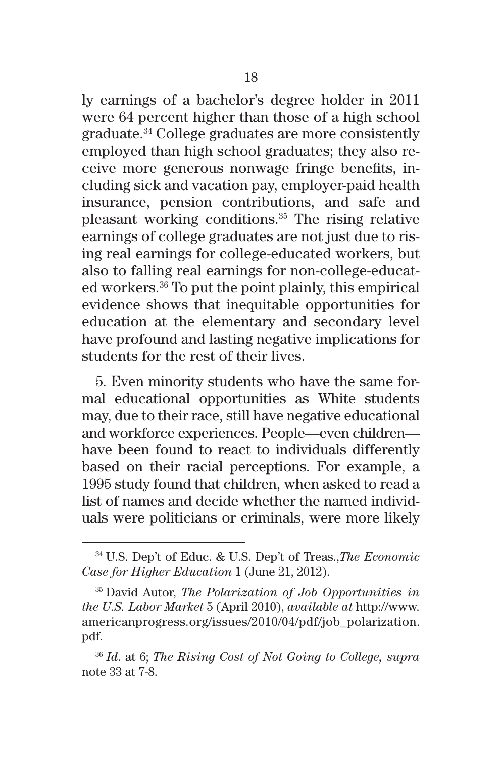ly earnings of a bachelor's degree holder in 2011 were 64 percent higher than those of a high school graduate.[34] College graduates are more consistently employed than high school graduates; they also receive more generous nonwage fringe benefits, including sick and vacation pay, employer-paid health insurance, pension contributions, and safe and pleasant working conditions.[35] The rising relative earnings of college graduates are not just due to rising real earnings for college-educated workers, but also to falling real earnings for non-college-educated workers.[36] To put the point plainly, this empirical evidence shows that inequitable opportunities for education at the elementary and secondary level have profound and lasting negative implications for students for the rest of their lives.

5. Even minority students who have the same formal educational opportunities as White students may, due to their race, still have negative educational and workforce experiences. People—even children—have been found to react to individuals differently based on their racial perceptions. For example, a 1995 study found that children, when asked to read a list of names and decide whether the named individuals were politicians or criminals, were more likely

---

[34] U.S. Dep't of Educ. & U.S. Dep't of Treas.,*The Economic Case for Higher Education* 1 (June 21, 2012).

[35] David Autor, *The Polarization of Job Opportunities in the U.S. Labor Market* 5 (April 2010), *available at* http://www.americanprogress.org/issues/2010/04/pdf/job_polarization.pdf.

[36] *Id.* at 6; *The Rising Cost of Not Going to College*, *supra* note 33 at 7-8.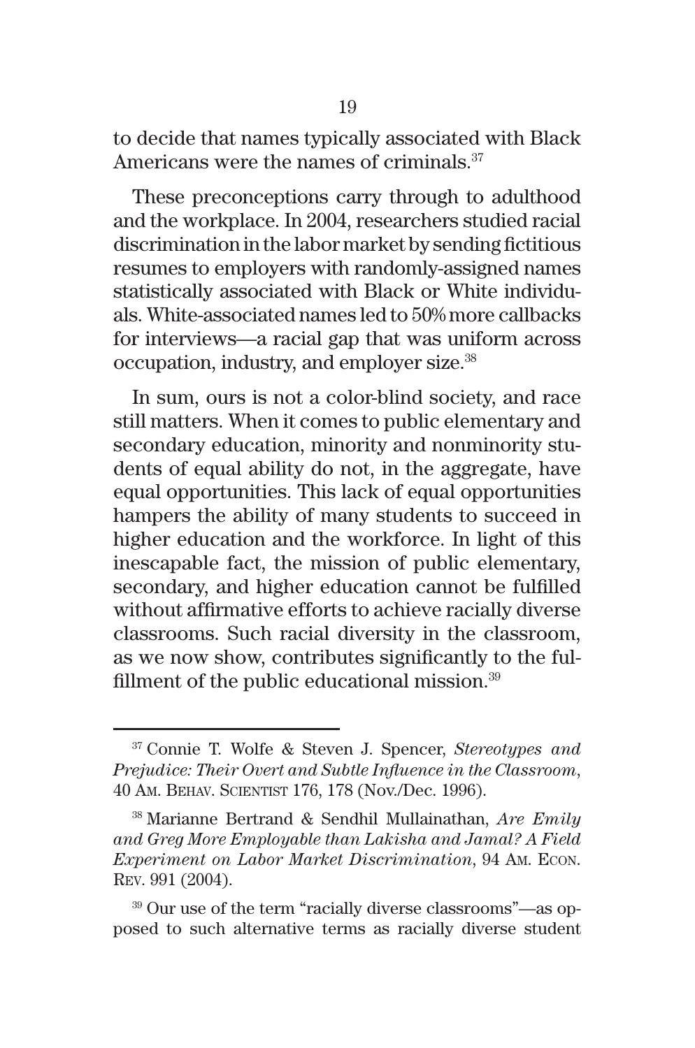to decide that names typically associated with Black Americans were the names of criminals.[37]

These preconceptions carry through to adulthood and the workplace. In 2004, researchers studied racial discrimination in the labor market by sending fictitious resumes to employers with randomly-assigned names statistically associated with Black or White individuals. White-associated names led to 50% more callbacks for interviews—a racial gap that was uniform across occupation, industry, and employer size.[38]

In sum, ours is not a color-blind society, and race still matters. When it comes to public elementary and secondary education, minority and nonminority students of equal ability do not, in the aggregate, have equal opportunities. This lack of equal opportunities hampers the ability of many students to succeed in higher education and the workforce. In light of this inescapable fact, the mission of public elementary, secondary, and higher education cannot be fulfilled without affirmative efforts to achieve racially diverse classrooms. Such racial diversity in the classroom, as we now show, contributes significantly to the fulfillment of the public educational mission.[39]

---

[37] Connie T. Wolfe & Steven J. Spencer, *Stereotypes and Prejudice: Their Overt and Subtle Influence in the Classroom*, 40 Am. Behav. Scientist 176, 178 (Nov./Dec. 1996).

[38] Marianne Bertrand & Sendhil Mullainathan, *Are Emily and Greg More Employable than Lakisha and Jamal? A Field Experiment on Labor Market Discrimination*, 94 Am. Econ. Rev. 991 (2004).

[39] Our use of the term "racially diverse classrooms"—as opposed to such alternative terms as racially diverse student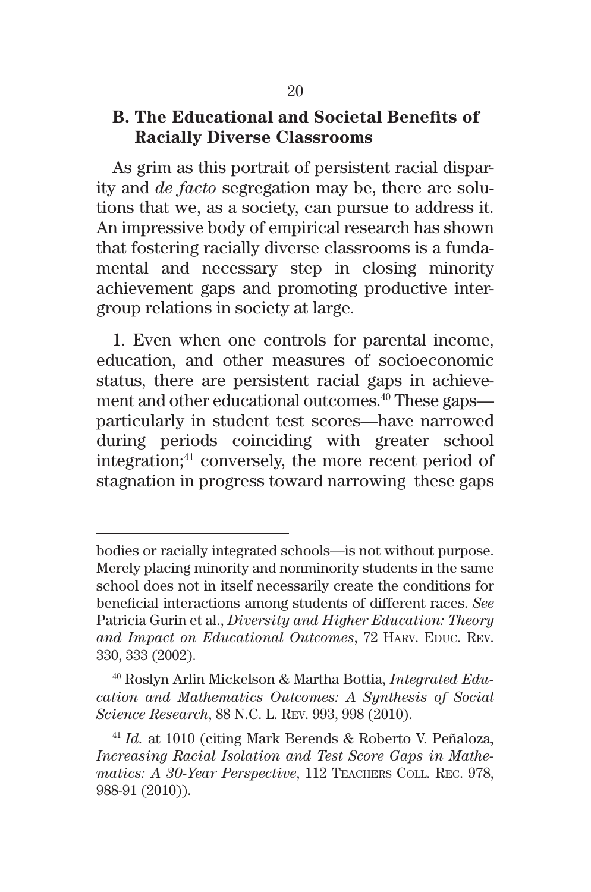### B. The Educational and Societal Benefits of Racially Diverse Classrooms

As grim as this portrait of persistent racial disparity and *de facto* segregation may be, there are solutions that we, as a society, can pursue to address it. An impressive body of empirical research has shown that fostering racially diverse classrooms is a fundamental and necessary step in closing minority achievement gaps and promoting productive intergroup relations in society at large.

1. Even when one controls for parental income, education, and other measures of socioeconomic status, there are persistent racial gaps in achievement and other educational outcomes.[40] These gaps—particularly in student test scores—have narrowed during periods coinciding with greater school integration;[41] conversely, the more recent period of stagnation in progress toward narrowing these gaps

---

bodies or racially integrated schools—is not without purpose. Merely placing minority and nonminority students in the same school does not in itself necessarily create the conditions for beneficial interactions among students of different races. *See* Patricia Gurin et al., *Diversity and Higher Education: Theory and Impact on Educational Outcomes*, 72 HARV. EDUC. REV. 330, 333 (2002).

[40] Roslyn Arlin Mickelson & Martha Bottia, *Integrated Education and Mathematics Outcomes: A Synthesis of Social Science Research*, 88 N.C. L. REV. 993, 998 (2010).

[41] *Id.* at 1010 (citing Mark Berends & Roberto V. Peñaloza, *Increasing Racial Isolation and Test Score Gaps in Mathematics: A 30-Year Perspective*, 112 TEACHERS COLL. REC. 978, 988-91 (2010)).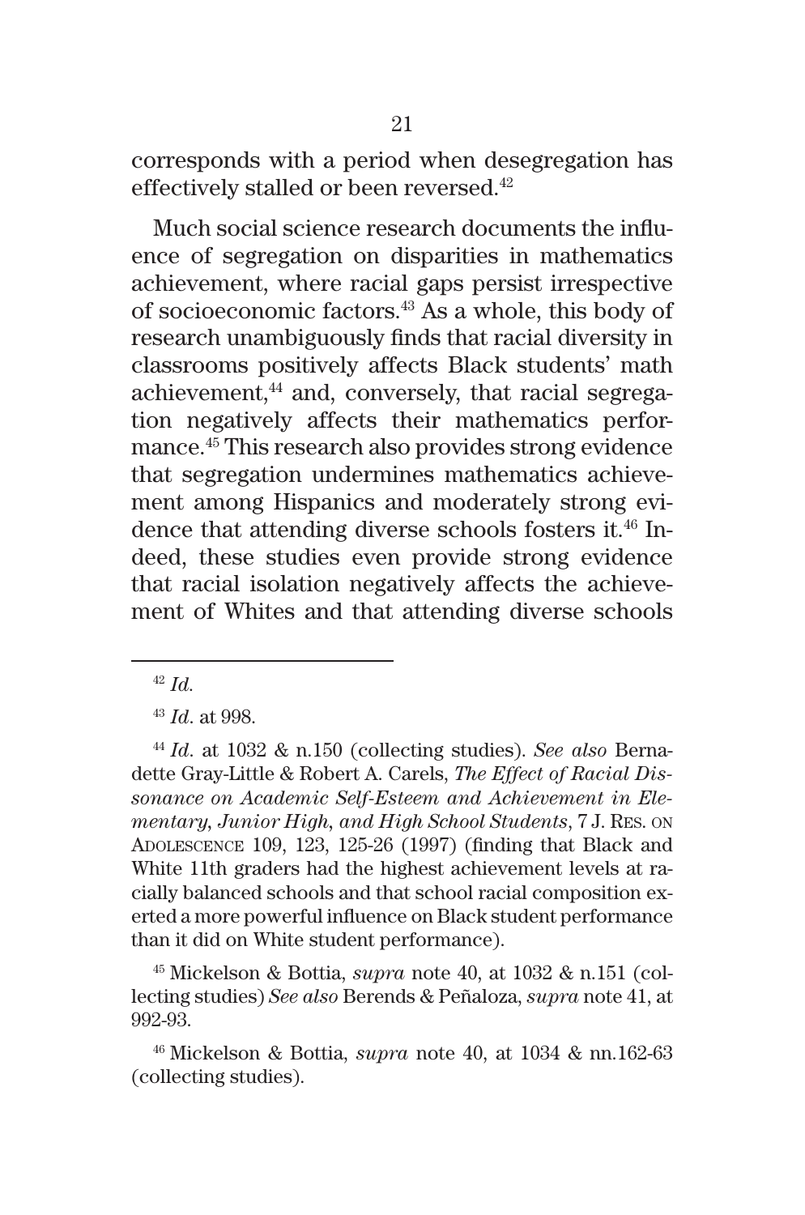corresponds with a period when desegregation has effectively stalled or been reversed.[42]

Much social science research documents the influence of segregation on disparities in mathematics achievement, where racial gaps persist irrespective of socioeconomic factors.[43] As a whole, this body of research unambiguously finds that racial diversity in classrooms positively affects Black students' math achievement,[44] and, conversely, that racial segregation negatively affects their mathematics performance.[45] This research also provides strong evidence that segregation undermines mathematics achievement among Hispanics and moderately strong evidence that attending diverse schools fosters it.[46] Indeed, these studies even provide strong evidence that racial isolation negatively affects the achievement of Whites and that attending diverse schools

---

[42] *Id.*

[43] *Id.* at 998.

[44] *Id.* at 1032 & n.150 (collecting studies). *See also* Bernadette Gray-Little & Robert A. Carels, *The Effect of Racial Dissonance on Academic Self-Esteem and Achievement in Elementary, Junior High, and High School Students*, 7 J. Res. on Adolescence 109, 123, 125-26 (1997) (finding that Black and White 11th graders had the highest achievement levels at racially balanced schools and that school racial composition exerted a more powerful influence on Black student performance than it did on White student performance).

[45] Mickelson & Bottia, *supra* note 40, at 1032 & n.151 (collecting studies) *See also* Berends & Peñaloza, *supra* note 41, at 992-93.

[46] Mickelson & Bottia, *supra* note 40, at 1034 & nn.162-63 (collecting studies).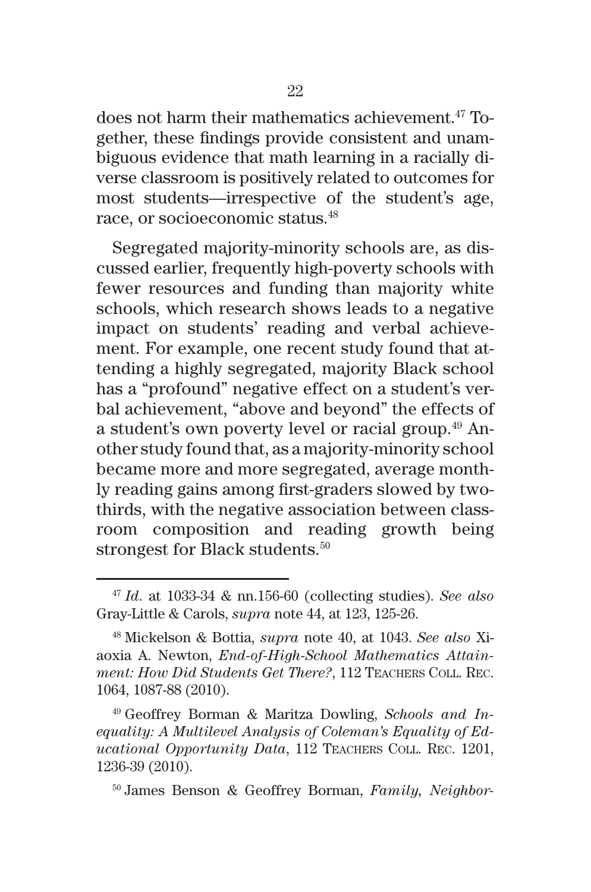does not harm their mathematics achievement.[47] Together, these findings provide consistent and unambiguous evidence that math learning in a racially diverse classroom is positively related to outcomes for most students—irrespective of the student's age, race, or socioeconomic status.[48]

Segregated majority-minority schools are, as discussed earlier, frequently high-poverty schools with fewer resources and funding than majority white schools, which research shows leads to a negative impact on students' reading and verbal achievement. For example, one recent study found that attending a highly segregated, majority Black school has a "profound" negative effect on a student's verbal achievement, "above and beyond" the effects of a student's own poverty level or racial group.[49] Another study found that, as a majority-minority school became more and more segregated, average monthly reading gains among first-graders slowed by two-thirds, with the negative association between classroom composition and reading growth being strongest for Black students.[50]

---

[47] *Id.* at 1033-34 & nn.156-60 (collecting studies). *See also* Gray-Little & Carols, *supra* note 44, at 123, 125-26.

[48] Mickelson & Bottia, *supra* note 40, at 1043. *See also* Xiaoxia A. Newton, *End-of-High-School Mathematics Attainment: How Did Students Get There?*, 112 Teachers Coll. Rec. 1064, 1087-88 (2010).

[49] Geoffrey Borman & Maritza Dowling, *Schools and Inequality: A Multilevel Analysis of Coleman's Equality of Educational Opportunity Data*, 112 Teachers Coll. Rec. 1201, 1236-39 (2010).

[50] James Benson & Geoffrey Borman, *Family, Neighbor-*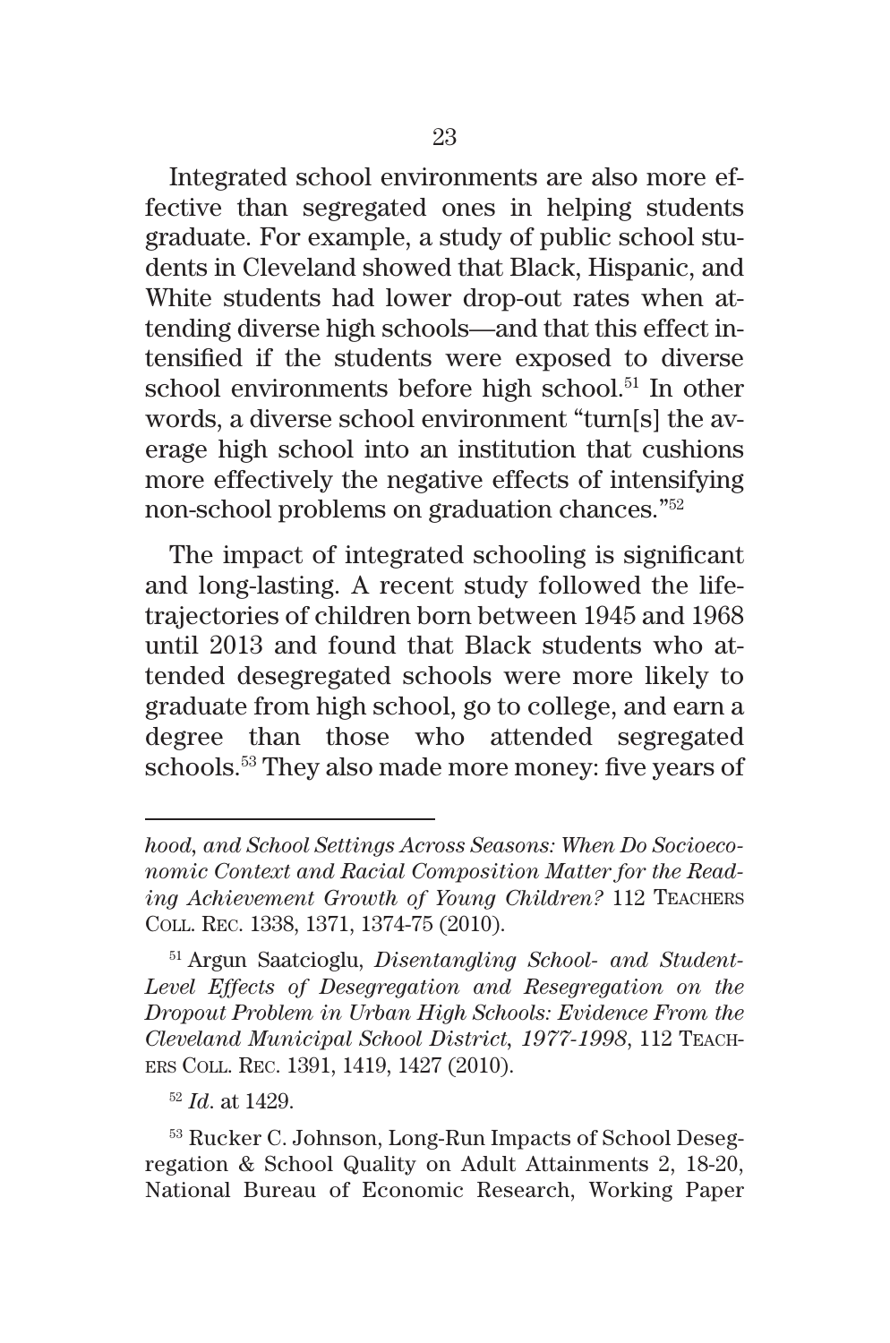Integrated school environments are also more effective than segregated ones in helping students graduate. For example, a study of public school students in Cleveland showed that Black, Hispanic, and White students had lower drop-out rates when attending diverse high schools—and that this effect intensified if the students were exposed to diverse school environments before high school.[51] In other words, a diverse school environment "turn[s] the average high school into an institution that cushions more effectively the negative effects of intensifying non-school problems on graduation chances."[52]

The impact of integrated schooling is significant and long-lasting. A recent study followed the life-trajectories of children born between 1945 and 1968 until 2013 and found that Black students who attended desegregated schools were more likely to graduate from high school, go to college, and earn a degree than those who attended segregated schools.[53] They also made more money: five years of

---

*hood, and School Settings Across Seasons: When Do Socioeconomic Context and Racial Composition Matter for the Reading Achievement Growth of Young Children?* 112 TEACHERS COLL. REC. 1338, 1371, 1374-75 (2010).

[51] Argun Saatcioglu, *Disentangling School- and Student-Level Effects of Desegregation and Resegregation on the Dropout Problem in Urban High Schools: Evidence From the Cleveland Municipal School District, 1977-1998*, 112 TEACHERS COLL. REC. 1391, 1419, 1427 (2010).

[52] *Id.* at 1429.

[53] Rucker C. Johnson, Long-Run Impacts of School Desegregation & School Quality on Adult Attainments 2, 18-20, National Bureau of Economic Research, Working Paper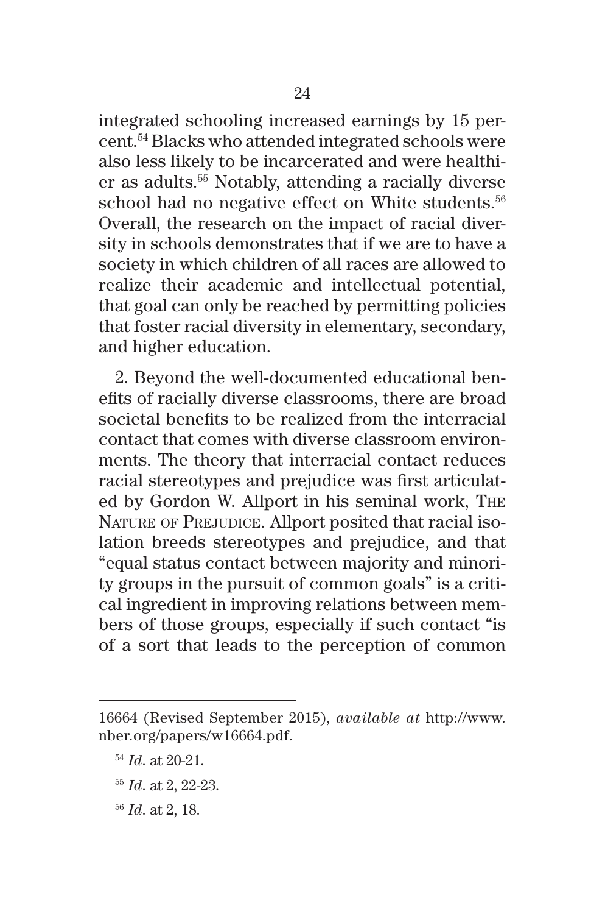integrated schooling increased earnings by 15 percent.[54] Blacks who attended integrated schools were also less likely to be incarcerated and were healthier as adults.[55] Notably, attending a racially diverse school had no negative effect on White students.[56] Overall, the research on the impact of racial diversity in schools demonstrates that if we are to have a society in which children of all races are allowed to realize their academic and intellectual potential, that goal can only be reached by permitting policies that foster racial diversity in elementary, secondary, and higher education.

2. Beyond the well-documented educational benefits of racially diverse classrooms, there are broad societal benefits to be realized from the interracial contact that comes with diverse classroom environments. The theory that interracial contact reduces racial stereotypes and prejudice was first articulated by Gordon W. Allport in his seminal work, THE NATURE OF PREJUDICE. Allport posited that racial isolation breeds stereotypes and prejudice, and that "equal status contact between majority and minority groups in the pursuit of common goals" is a critical ingredient in improving relations between members of those groups, especially if such contact "is of a sort that leads to the perception of common

---

16664 (Revised September 2015), *available at* http://www.nber.org/papers/w16664.pdf.

[54] *Id.* at 20-21.

[55] *Id.* at 2, 22-23.

[56] *Id.* at 2, 18.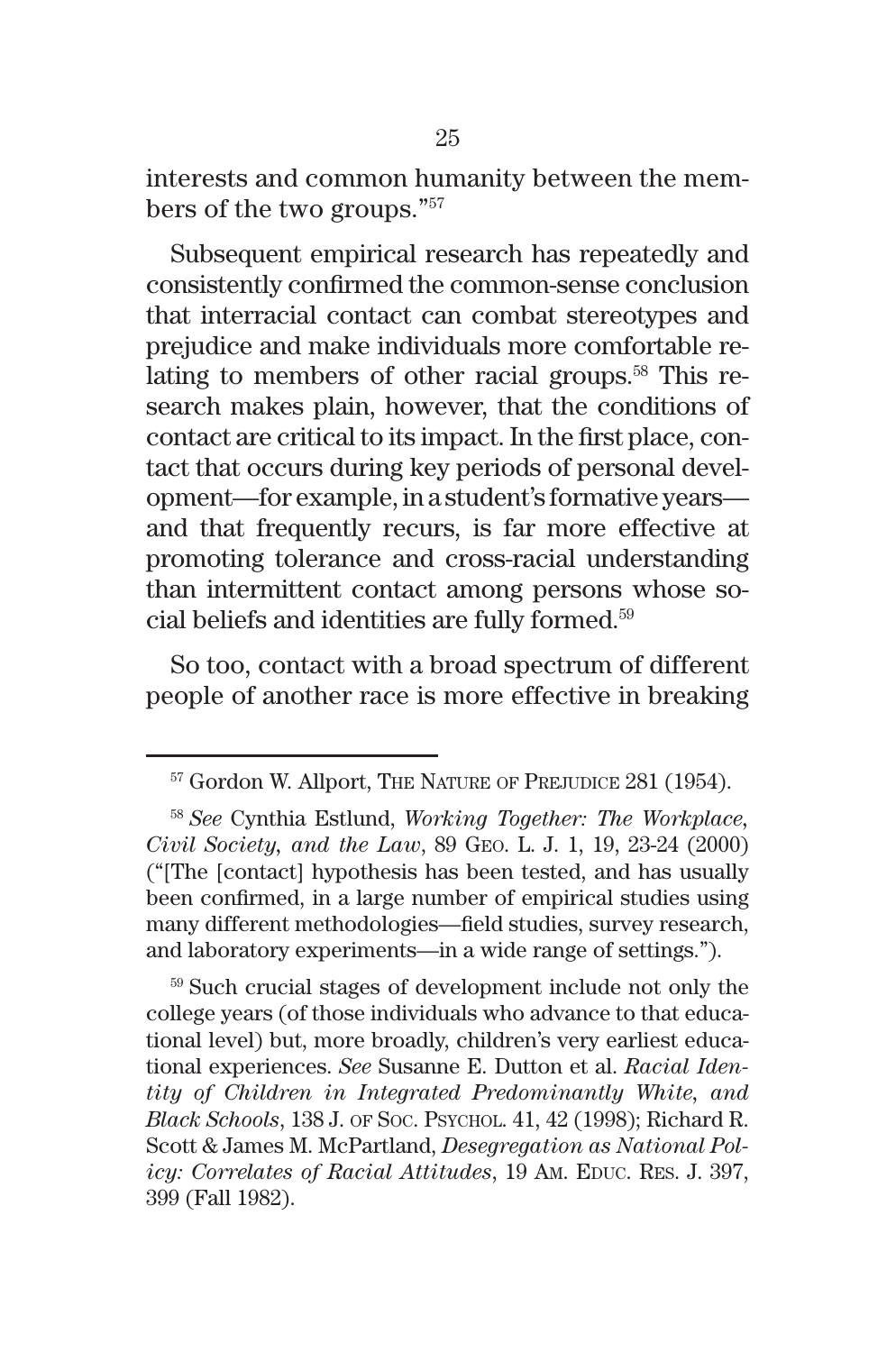interests and common humanity between the members of the two groups."[57]

Subsequent empirical research has repeatedly and consistently confirmed the common-sense conclusion that interracial contact can combat stereotypes and prejudice and make individuals more comfortable relating to members of other racial groups.[58] This research makes plain, however, that the conditions of contact are critical to its impact. In the first place, contact that occurs during key periods of personal development—for example, in a student's formative years—and that frequently recurs, is far more effective at promoting tolerance and cross-racial understanding than intermittent contact among persons whose social beliefs and identities are fully formed.[59]

So too, contact with a broad spectrum of different people of another race is more effective in breaking

---

[57] Gordon W. Allport, The Nature of Prejudice 281 (1954).

[58] *See* Cynthia Estlund, *Working Together: The Workplace, Civil Society, and the Law*, 89 Geo. L. J. 1, 19, 23-24 (2000) ("[The [contact] hypothesis has been tested, and has usually been confirmed, in a large number of empirical studies using many different methodologies—field studies, survey research, and laboratory experiments—in a wide range of settings.").

[59] Such crucial stages of development include not only the college years (of those individuals who advance to that educational level) but, more broadly, children's very earliest educational experiences. *See* Susanne E. Dutton et al. *Racial Identity of Children in Integrated Predominantly White, and Black Schools*, 138 J. of Soc. Psychol. 41, 42 (1998); Richard R. Scott & James M. McPartland, *Desegregation as National Policy: Correlates of Racial Attitudes*, 19 Am. Educ. Res. J. 397, 399 (Fall 1982).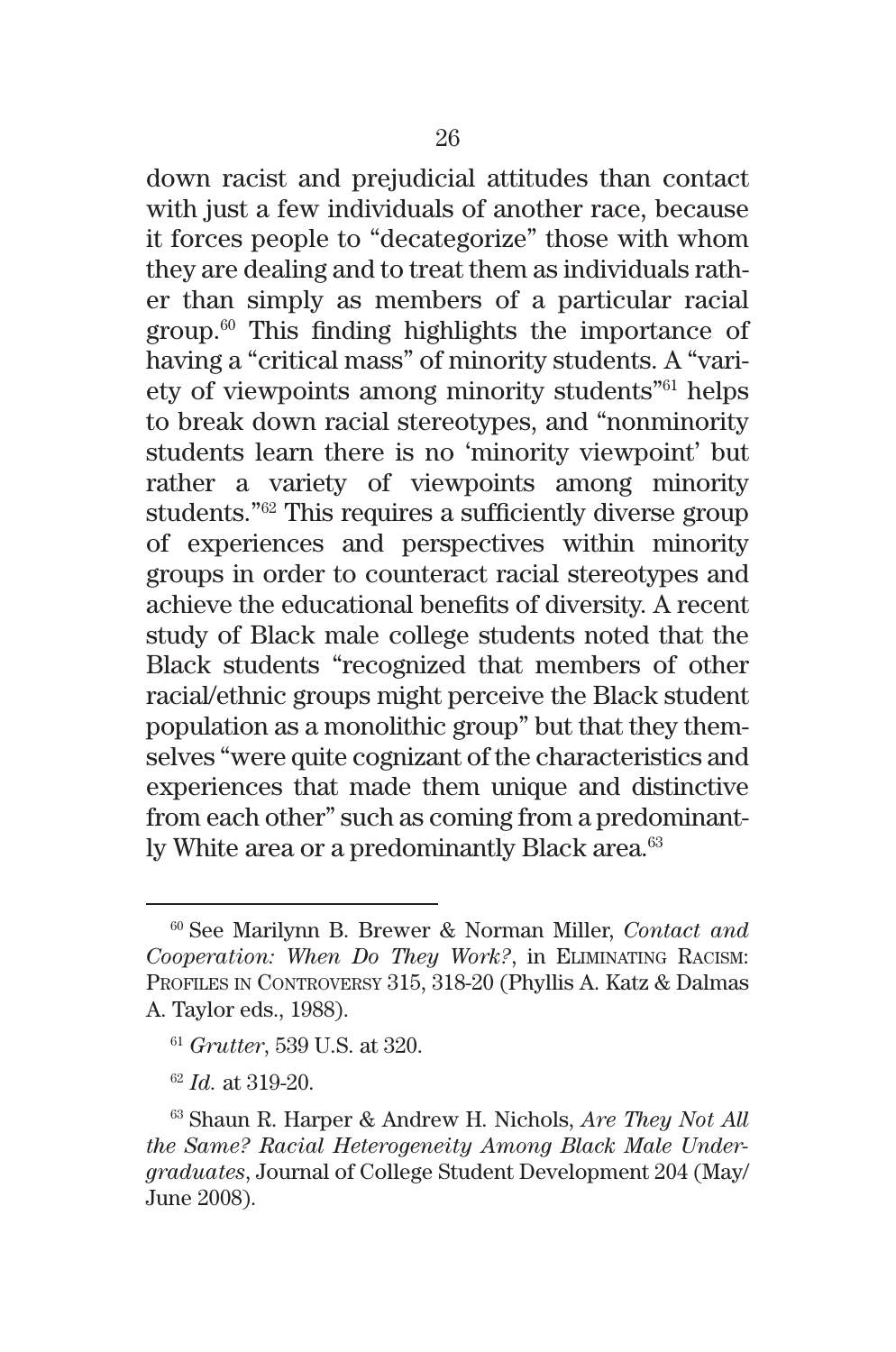down racist and prejudicial attitudes than contact with just a few individuals of another race, because it forces people to "decategorize" those with whom they are dealing and to treat them as individuals rather than simply as members of a particular racial group.[60] This finding highlights the importance of having a "critical mass" of minority students. A "variety of viewpoints among minority students"[61] helps to break down racial stereotypes, and "nonminority students learn there is no 'minority viewpoint' but rather a variety of viewpoints among minority students."[62] This requires a sufficiently diverse group of experiences and perspectives within minority groups in order to counteract racial stereotypes and achieve the educational benefits of diversity. A recent study of Black male college students noted that the Black students "recognized that members of other racial/ethnic groups might perceive the Black student population as a monolithic group" but that they themselves "were quite cognizant of the characteristics and experiences that made them unique and distinctive from each other" such as coming from a predominantly White area or a predominantly Black area.[63]

---

[60] See Marilynn B. Brewer & Norman Miller, *Contact and Cooperation: When Do They Work?*, in ELIMINATING RACISM: PROFILES IN CONTROVERSY 315, 318-20 (Phyllis A. Katz & Dalmas A. Taylor eds., 1988).

[61] *Grutter*, 539 U.S. at 320.

[62] *Id.* at 319-20.

[63] Shaun R. Harper & Andrew H. Nichols, *Are They Not All the Same? Racial Heterogeneity Among Black Male Undergraduates*, Journal of College Student Development 204 (May/June 2008).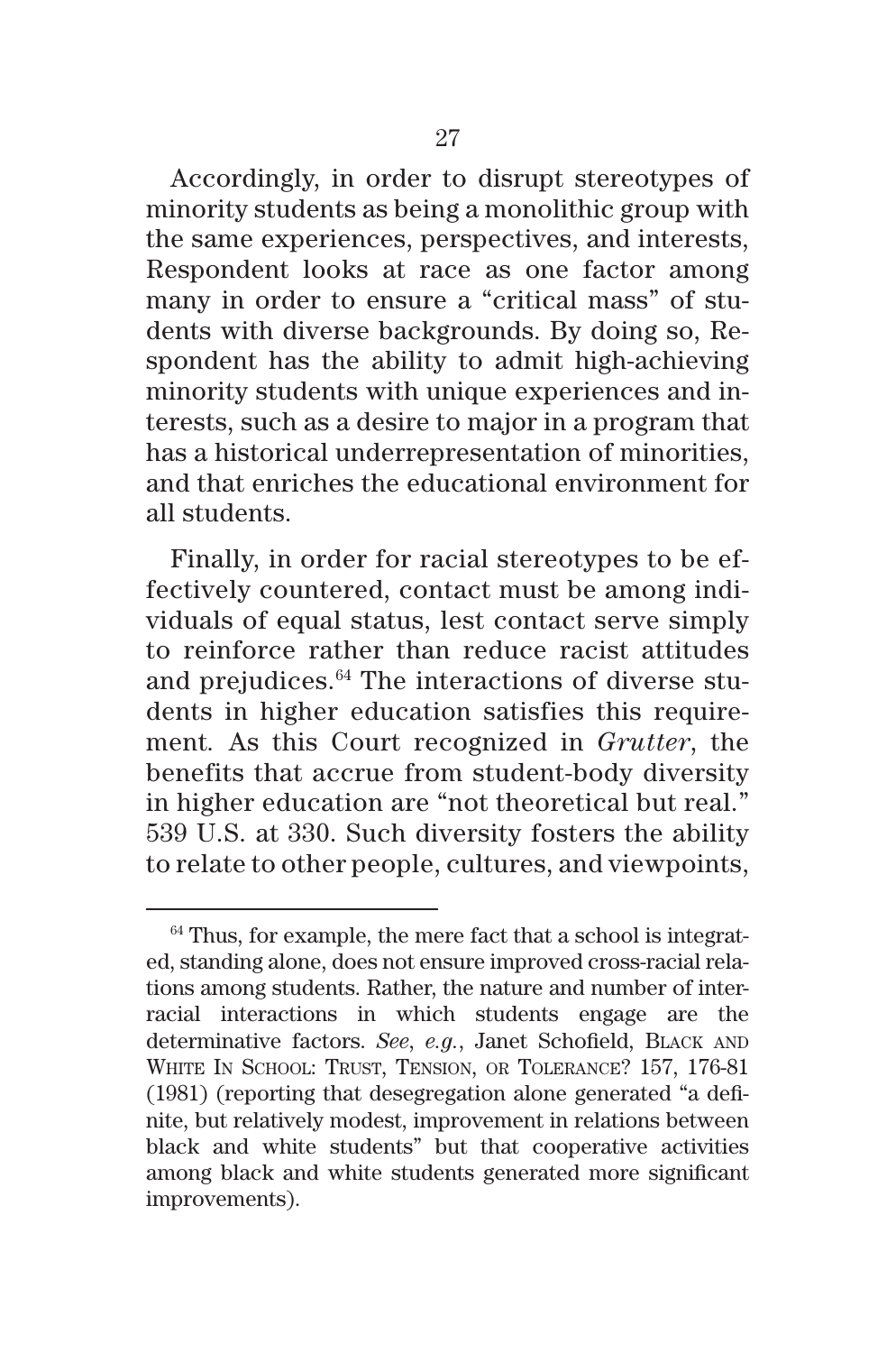Accordingly, in order to disrupt stereotypes of minority students as being a monolithic group with the same experiences, perspectives, and interests, Respondent looks at race as one factor among many in order to ensure a "critical mass" of students with diverse backgrounds. By doing so, Respondent has the ability to admit high-achieving minority students with unique experiences and interests, such as a desire to major in a program that has a historical underrepresentation of minorities, and that enriches the educational environment for all students.

Finally, in order for racial stereotypes to be effectively countered, contact must be among individuals of equal status, lest contact serve simply to reinforce rather than reduce racist attitudes and prejudices.[64] The interactions of diverse students in higher education satisfies this requirement. As this Court recognized in *Grutter*, the benefits that accrue from student-body diversity in higher education are "not theoretical but real." 539 U.S. at 330. Such diversity fosters the ability to relate to other people, cultures, and viewpoints,

---

[64] Thus, for example, the mere fact that a school is integrated, standing alone, does not ensure improved cross-racial relations among students. Rather, the nature and number of interracial interactions in which students engage are the determinative factors. *See*, *e.g.*, Janet Schofield, Black and White In School: Trust, Tension, or Tolerance? 157, 176-81 (1981) (reporting that desegregation alone generated "a definite, but relatively modest, improvement in relations between black and white students" but that cooperative activities among black and white students generated more significant improvements).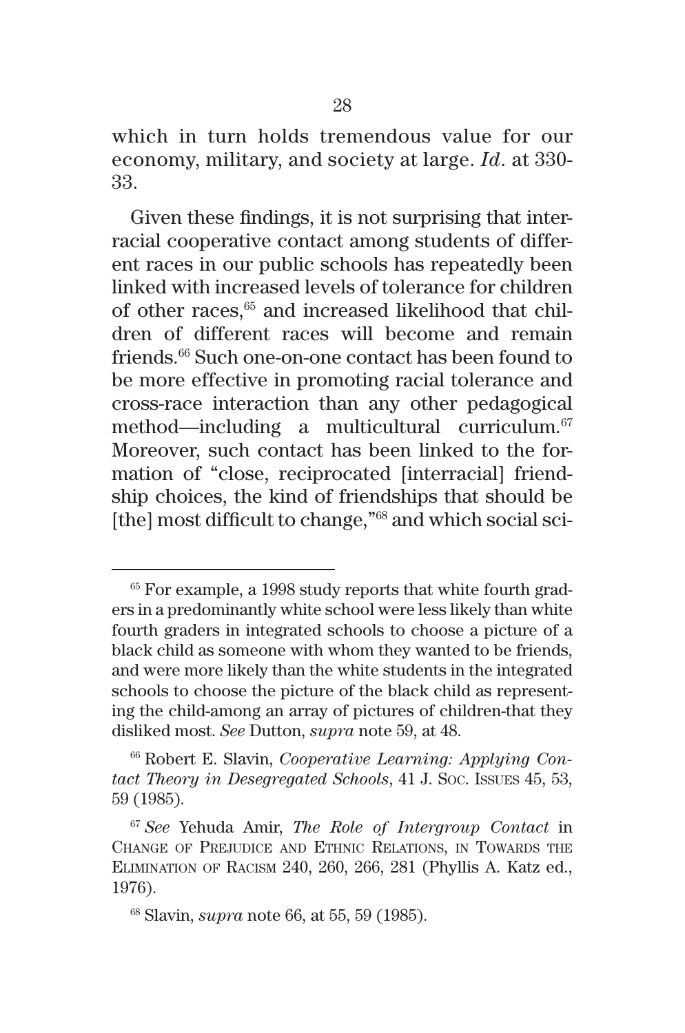which in turn holds tremendous value for our economy, military, and society at large. *Id*. at 330-33.

Given these findings, it is not surprising that interracial cooperative contact among students of different races in our public schools has repeatedly been linked with increased levels of tolerance for children of other races,[65] and increased likelihood that children of different races will become and remain friends.[66] Such one-on-one contact has been found to be more effective in promoting racial tolerance and cross-race interaction than any other pedagogical method—including a multicultural curriculum.[67] Moreover, such contact has been linked to the formation of "close, reciprocated [interracial] friendship choices, the kind of friendships that should be [the] most difficult to change,"[68] and which social sci-

---

[65] For example, a 1998 study reports that white fourth graders in a predominantly white school were less likely than white fourth graders in integrated schools to choose a picture of a black child as someone with whom they wanted to be friends, and were more likely than the white students in the integrated schools to choose the picture of the black child as representing the child-among an array of pictures of children-that they disliked most. *See* Dutton, *supra* note 59, at 48.

[66] Robert E. Slavin, *Cooperative Learning: Applying Contact Theory in Desegregated Schools*, 41 J. Soc. Issues 45, 53, 59 (1985).

[67] *See* Yehuda Amir, *The Role of Intergroup Contact* in Change of Prejudice and Ethnic Relations, in Towards the Elimination of Racism 240, 260, 266, 281 (Phyllis A. Katz ed., 1976).

[68] Slavin, *supra* note 66, at 55, 59 (1985).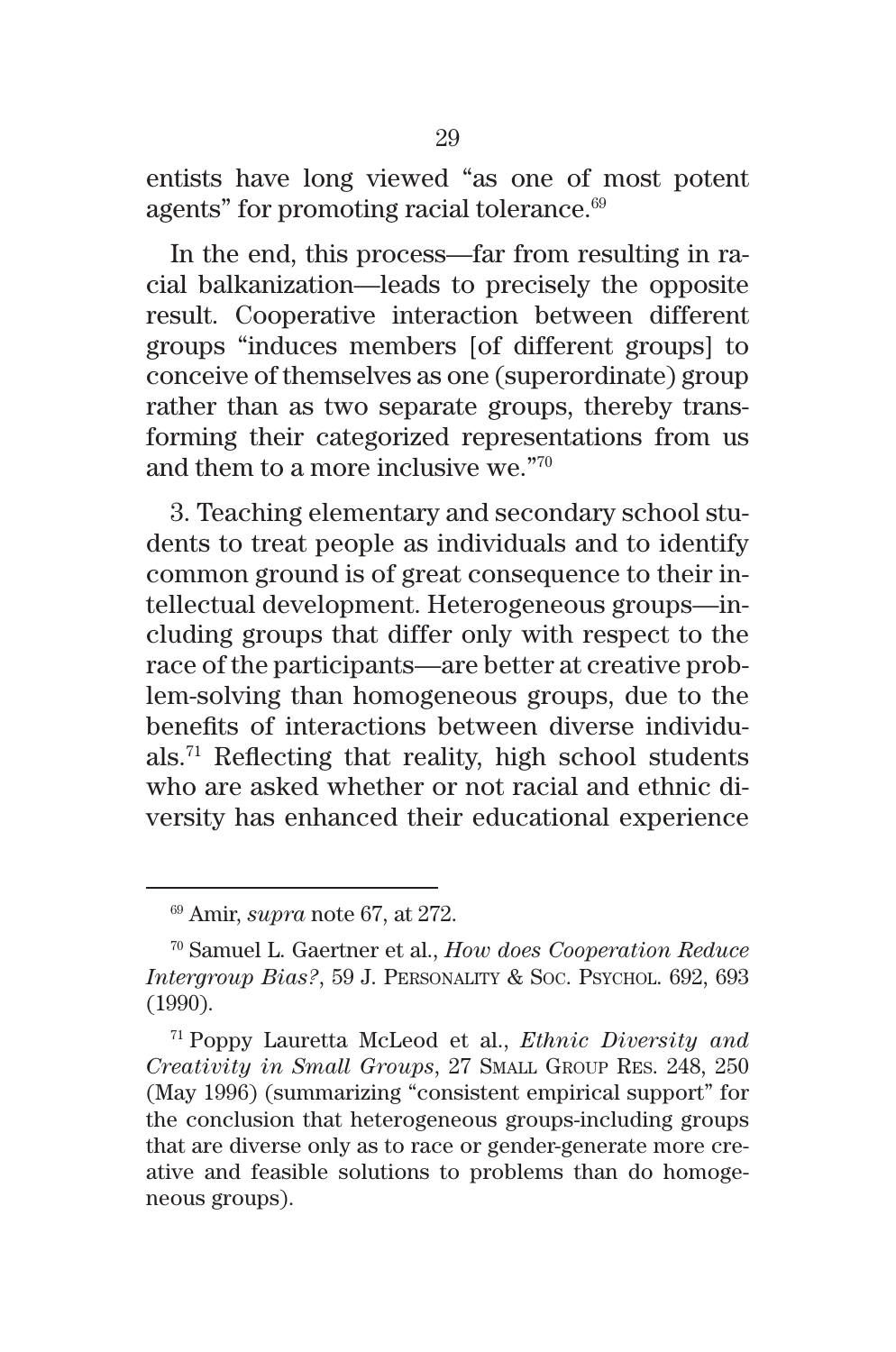entists have long viewed "as one of most potent agents" for promoting racial tolerance.[69]

In the end, this process—far from resulting in racial balkanization—leads to precisely the opposite result. Cooperative interaction between different groups "induces members [of different groups] to conceive of themselves as one (superordinate) group rather than as two separate groups, thereby transforming their categorized representations from us and them to a more inclusive we."[70]

3. Teaching elementary and secondary school students to treat people as individuals and to identify common ground is of great consequence to their intellectual development. Heterogeneous groups—including groups that differ only with respect to the race of the participants—are better at creative problem-solving than homogeneous groups, due to the benefits of interactions between diverse individuals.[71] Reflecting that reality, high school students who are asked whether or not racial and ethnic diversity has enhanced their educational experience

---

[69] Amir, *supra* note 67, at 272.

[70] Samuel L. Gaertner et al., *How does Cooperation Reduce Intergroup Bias?*, 59 J. Personality & Soc. Psychol. 692, 693 (1990).

[71] Poppy Lauretta McLeod et al., *Ethnic Diversity and Creativity in Small Groups*, 27 Small Group Res. 248, 250 (May 1996) (summarizing "consistent empirical support" for the conclusion that heterogeneous groups-including groups that are diverse only as to race or gender-generate more creative and feasible solutions to problems than do homogeneous groups).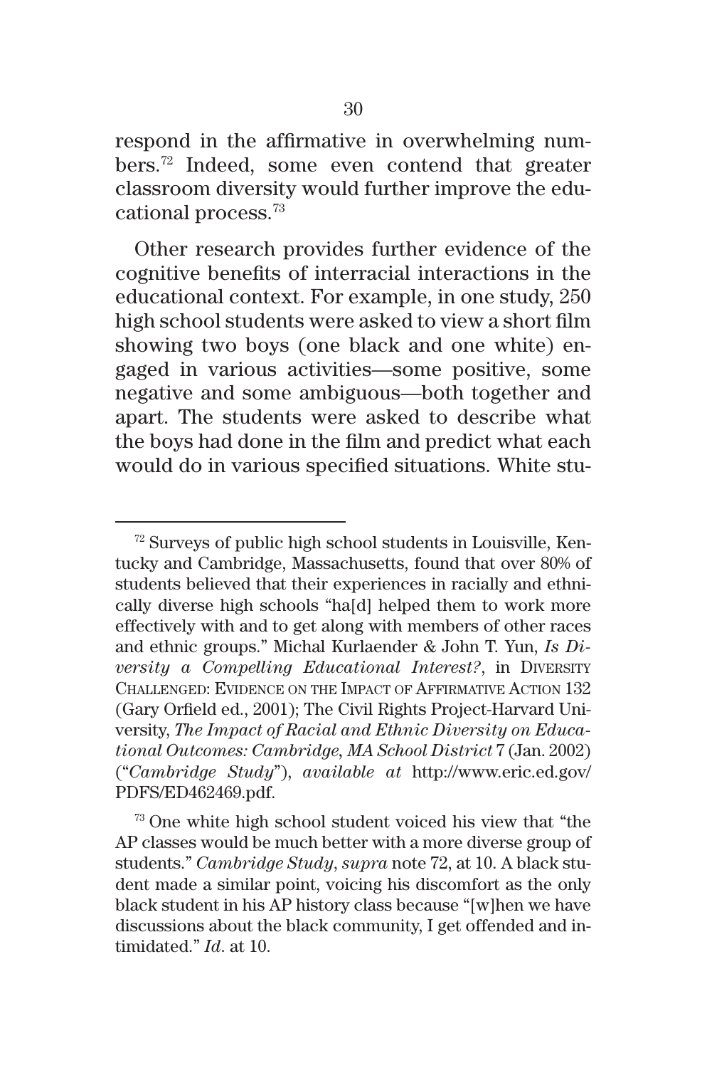respond in the affirmative in overwhelming numbers.[72] Indeed, some even contend that greater classroom diversity would further improve the educational process.[73]

Other research provides further evidence of the cognitive benefits of interracial interactions in the educational context. For example, in one study, 250 high school students were asked to view a short film showing two boys (one black and one white) engaged in various activities—some positive, some negative and some ambiguous—both together and apart. The students were asked to describe what the boys had done in the film and predict what each would do in various specified situations. White stu-

---

[72] Surveys of public high school students in Louisville, Kentucky and Cambridge, Massachusetts, found that over 80% of students believed that their experiences in racially and ethnically diverse high schools "ha[d] helped them to work more effectively with and to get along with members of other races and ethnic groups." Michal Kurlaender & John T. Yun, *Is Diversity a Compelling Educational Interest?*, in DIVERSITY CHALLENGED: EVIDENCE ON THE IMPACT OF AFFIRMATIVE ACTION 132 (Gary Orfield ed., 2001); The Civil Rights Project-Harvard University, *The Impact of Racial and Ethnic Diversity on Educational Outcomes: Cambridge, MA School District* 7 (Jan. 2002) ("*Cambridge Study*"), *available at* http://www.eric.ed.gov/PDFS/ED462469.pdf.

[73] One white high school student voiced his view that "the AP classes would be much better with a more diverse group of students." *Cambridge Study*, *supra* note 72, at 10. A black student made a similar point, voicing his discomfort as the only black student in his AP history class because "[w]hen we have discussions about the black community, I get offended and intimidated." *Id.* at 10.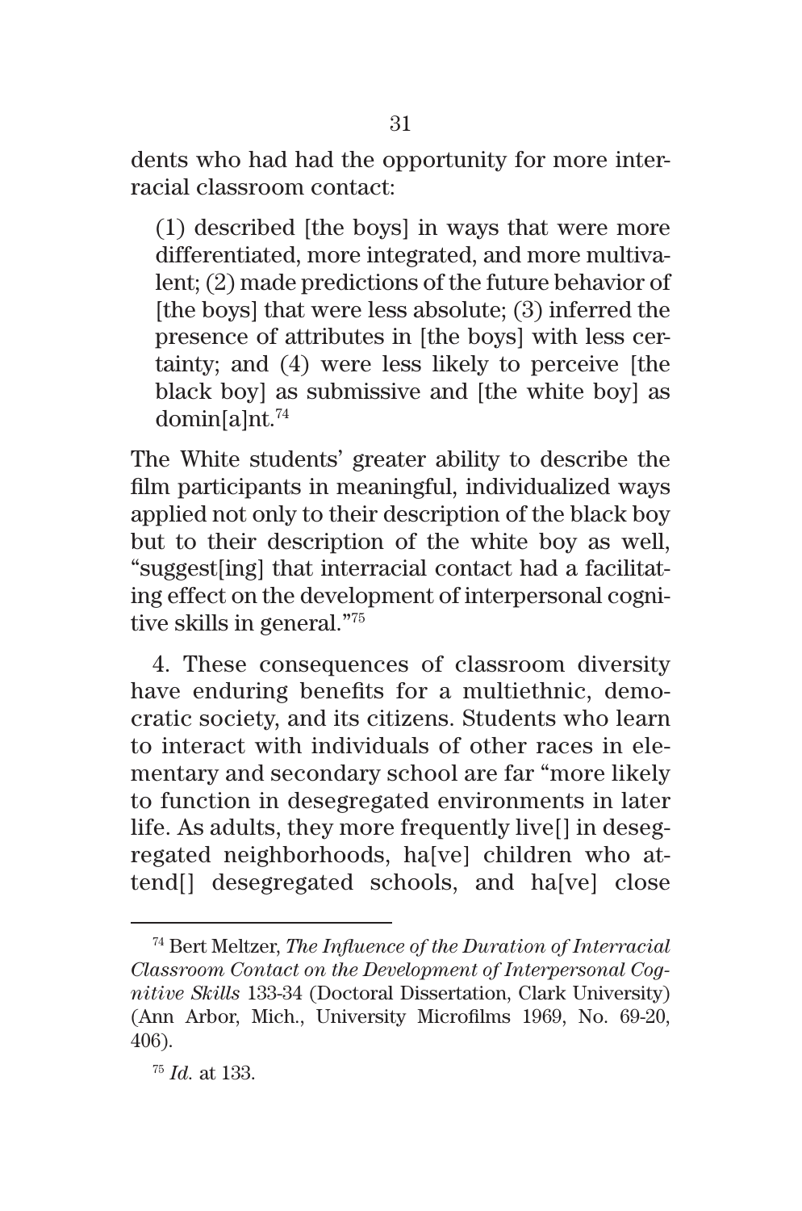dents who had had the opportunity for more interracial classroom contact:

> (1) described [the boys] in ways that were more differentiated, more integrated, and more multivalent; (2) made predictions of the future behavior of [the boys] that were less absolute; (3) inferred the presence of attributes in [the boys] with less certainty; and (4) were less likely to perceive [the black boy] as submissive and [the white boy] as domin[a]nt.[74]

The White students' greater ability to describe the film participants in meaningful, individualized ways applied not only to their description of the black boy but to their description of the white boy as well, "suggest[ing] that interracial contact had a facilitating effect on the development of interpersonal cognitive skills in general."[75]

4. These consequences of classroom diversity have enduring benefits for a multiethnic, democratic society, and its citizens. Students who learn to interact with individuals of other races in elementary and secondary school are far "more likely to function in desegregated environments in later life. As adults, they more frequently live[] in desegregated neighborhoods, ha[ve] children who attend[] desegregated schools, and ha[ve] close

---

[74] Bert Meltzer, *The Influence of the Duration of Interracial Classroom Contact on the Development of Interpersonal Cognitive Skills* 133-34 (Doctoral Dissertation, Clark University) (Ann Arbor, Mich., University Microfilms 1969, No. 69-20, 406).

[75] *Id.* at 133.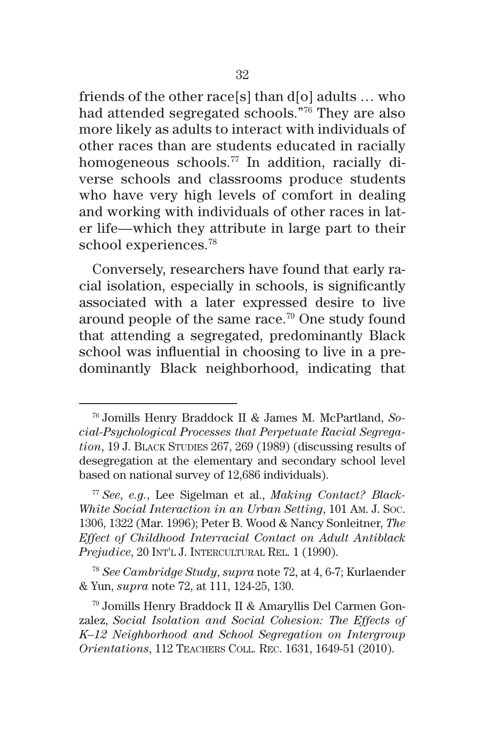friends of the other race[s] than d[o] adults … who had attended segregated schools."[76] They are also more likely as adults to interact with individuals of other races than are students educated in racially homogeneous schools.[77] In addition, racially diverse schools and classrooms produce students who have very high levels of comfort in dealing and working with individuals of other races in later life—which they attribute in large part to their school experiences.[78]

Conversely, researchers have found that early racial isolation, especially in schools, is significantly associated with a later expressed desire to live around people of the same race.[79] One study found that attending a segregated, predominantly Black school was influential in choosing to live in a predominantly Black neighborhood, indicating that

---

[76] Jomills Henry Braddock II & James M. McPartland, *Social-Psychological Processes that Perpetuate Racial Segregation*, 19 J. Black Studies 267, 269 (1989) (discussing results of desegregation at the elementary and secondary school level based on national survey of 12,686 individuals).

[77] *See*, *e.g.*, Lee Sigelman et al., *Making Contact? Black-White Social Interaction in an Urban Setting*, 101 Am. J. Soc. 1306, 1322 (Mar. 1996); Peter B. Wood & Nancy Sonleitner, *The Effect of Childhood Interracial Contact on Adult Antiblack Prejudice*, 20 Int'l J. Intercultural Rel. 1 (1990).

[78] *See Cambridge Study*, *supra* note 72, at 4, 6-7; Kurlaender & Yun, *supra* note 72, at 111, 124-25, 130.

[79] Jomills Henry Braddock II & Amaryllis Del Carmen Gonzalez, *Social Isolation and Social Cohesion: The Effects of K–12 Neighborhood and School Segregation on Intergroup Orientations*, 112 Teachers Coll. Rec. 1631, 1649-51 (2010).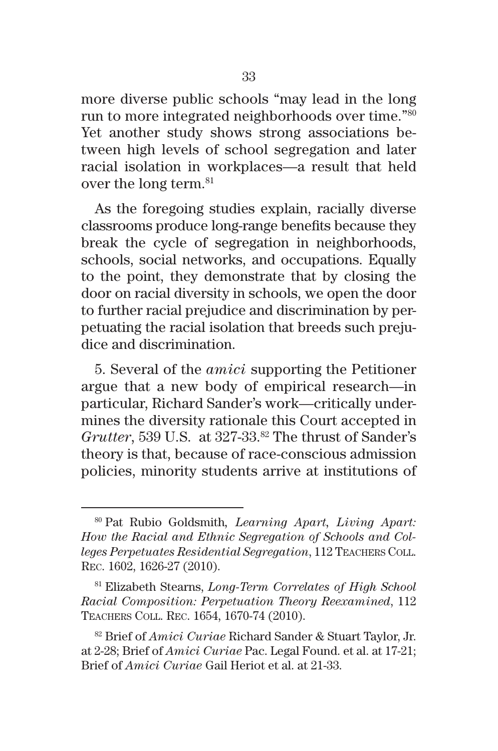more diverse public schools "may lead in the long run to more integrated neighborhoods over time."[80] Yet another study shows strong associations between high levels of school segregation and later racial isolation in workplaces—a result that held over the long term.[81]

As the foregoing studies explain, racially diverse classrooms produce long-range benefits because they break the cycle of segregation in neighborhoods, schools, social networks, and occupations. Equally to the point, they demonstrate that by closing the door on racial diversity in schools, we open the door to further racial prejudice and discrimination by perpetuating the racial isolation that breeds such prejudice and discrimination.

5. Several of the *amici* supporting the Petitioner argue that a new body of empirical research—in particular, Richard Sander's work—critically undermines the diversity rationale this Court accepted in *Grutter*, 539 U.S. at 327-33.[82] The thrust of Sander's theory is that, because of race-conscious admission policies, minority students arrive at institutions of

---

[80] Pat Rubio Goldsmith, *Learning Apart, Living Apart: How the Racial and Ethnic Segregation of Schools and Colleges Perpetuates Residential Segregation*, 112 Teachers Coll. Rec. 1602, 1626-27 (2010).

[81] Elizabeth Stearns, *Long-Term Correlates of High School Racial Composition: Perpetuation Theory Reexamined*, 112 Teachers Coll. Rec. 1654, 1670-74 (2010).

[82] Brief of *Amici Curiae* Richard Sander & Stuart Taylor, Jr. at 2-28; Brief of *Amici Curiae* Pac. Legal Found. et al. at 17-21; Brief of *Amici Curiae* Gail Heriot et al. at 21-33.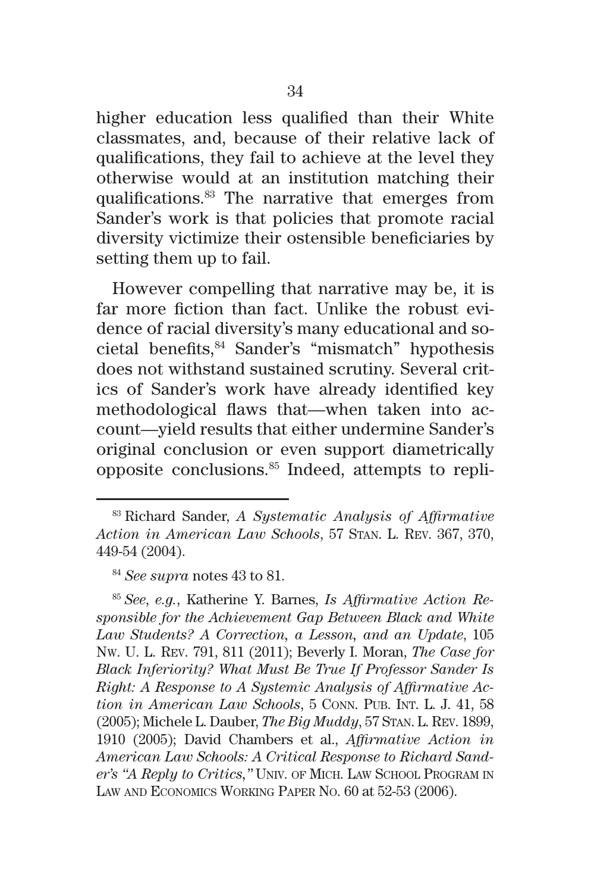higher education less qualified than their White classmates, and, because of their relative lack of qualifications, they fail to achieve at the level they otherwise would at an institution matching their qualifications.[83] The narrative that emerges from Sander's work is that policies that promote racial diversity victimize their ostensible beneficiaries by setting them up to fail.

However compelling that narrative may be, it is far more fiction than fact. Unlike the robust evidence of racial diversity's many educational and societal benefits,[84] Sander's "mismatch" hypothesis does not withstand sustained scrutiny. Several critics of Sander's work have already identified key methodological flaws that—when taken into account—yield results that either undermine Sander's original conclusion or even support diametrically opposite conclusions.[85] Indeed, attempts to repli-

---

[83] Richard Sander, *A Systematic Analysis of Affirmative Action in American Law Schools*, 57 Stan. L. Rev. 367, 370, 449-54 (2004).

[84] *See supra* notes 43 to 81.

[85] *See*, *e.g.*, Katherine Y. Barnes, *Is Affirmative Action Responsible for the Achievement Gap Between Black and White Law Students? A Correction, a Lesson, and an Update*, 105 Nw. U. L. Rev. 791, 811 (2011); Beverly I. Moran, *The Case for Black Inferiority? What Must Be True If Professor Sander Is Right: A Response to A Systemic Analysis of Affirmative Action in American Law Schools*, 5 Conn. Pub. Int. L. J. 41, 58 (2005); Michele L. Dauber, *The Big Muddy*, 57 Stan. L. Rev. 1899, 1910 (2005); David Chambers et al., *Affirmative Action in American Law Schools: A Critical Response to Richard Sander's "A Reply to Critics,"* Univ. of Mich. Law School Program in Law and Economics Working Paper No. 60 at 52-53 (2006).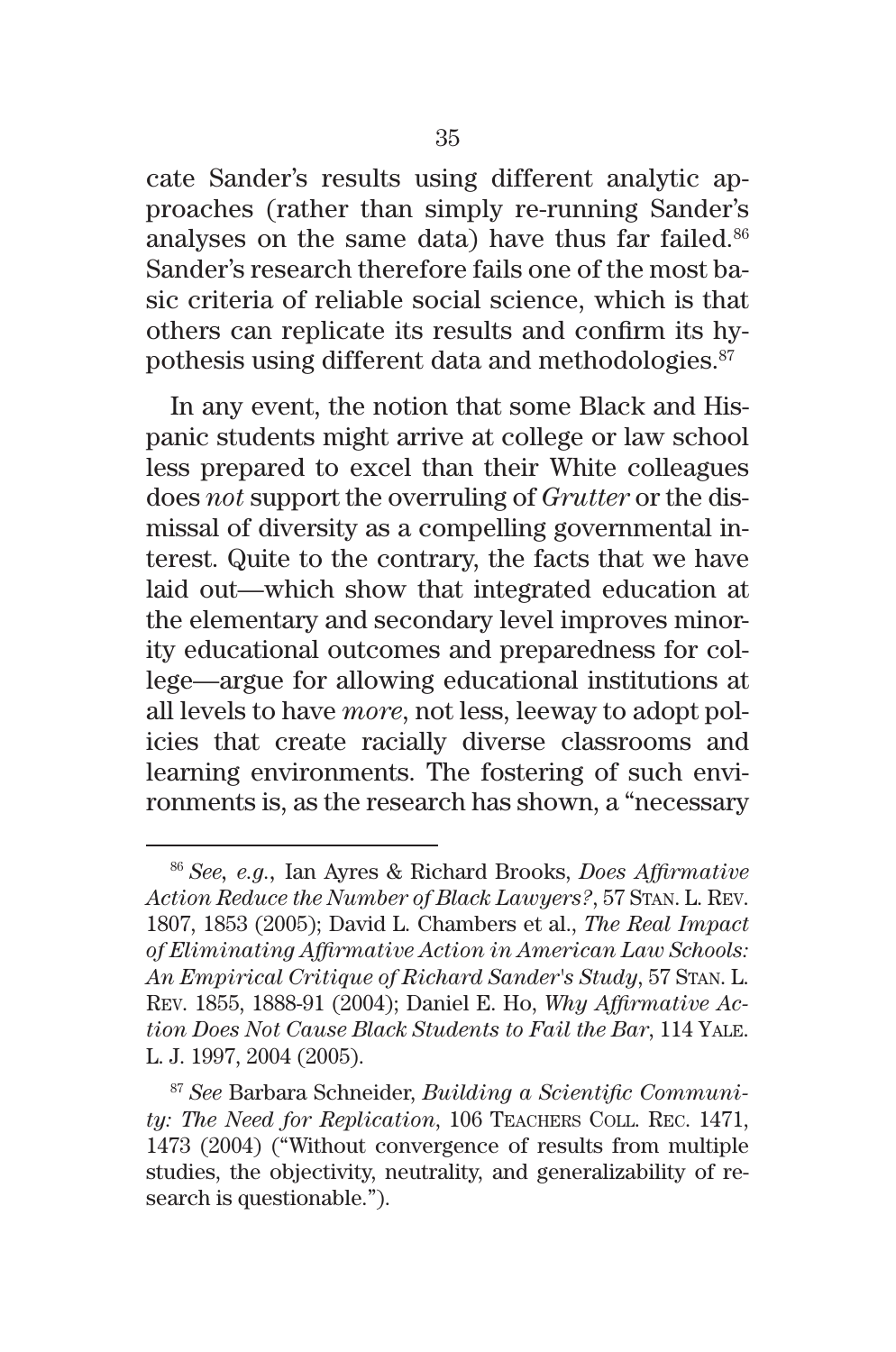cate Sander's results using different analytic approaches (rather than simply re-running Sander's analyses on the same data) have thus far failed.[86] Sander's research therefore fails one of the most basic criteria of reliable social science, which is that others can replicate its results and confirm its hypothesis using different data and methodologies.[87]

In any event, the notion that some Black and Hispanic students might arrive at college or law school less prepared to excel than their White colleagues does *not* support the overruling of *Grutter* or the dismissal of diversity as a compelling governmental interest. Quite to the contrary, the facts that we have laid out—which show that integrated education at the elementary and secondary level improves minority educational outcomes and preparedness for college—argue for allowing educational institutions at all levels to have *more*, not less, leeway to adopt policies that create racially diverse classrooms and learning environments. The fostering of such environments is, as the research has shown, a "necessary

---

[86] *See, e.g.*, Ian Ayres & Richard Brooks, *Does Affirmative Action Reduce the Number of Black Lawyers?*, 57 Stan. L. Rev. 1807, 1853 (2005); David L. Chambers et al., *The Real Impact of Eliminating Affirmative Action in American Law Schools: An Empirical Critique of Richard Sander's Study*, 57 Stan. L. Rev. 1855, 1888-91 (2004); Daniel E. Ho, *Why Affirmative Action Does Not Cause Black Students to Fail the Bar*, 114 Yale. L. J. 1997, 2004 (2005).

[87] *See* Barbara Schneider, *Building a Scientific Community: The Need for Replication*, 106 Teachers Coll. Rec. 1471, 1473 (2004) ("Without convergence of results from multiple studies, the objectivity, neutrality, and generalizability of research is questionable.").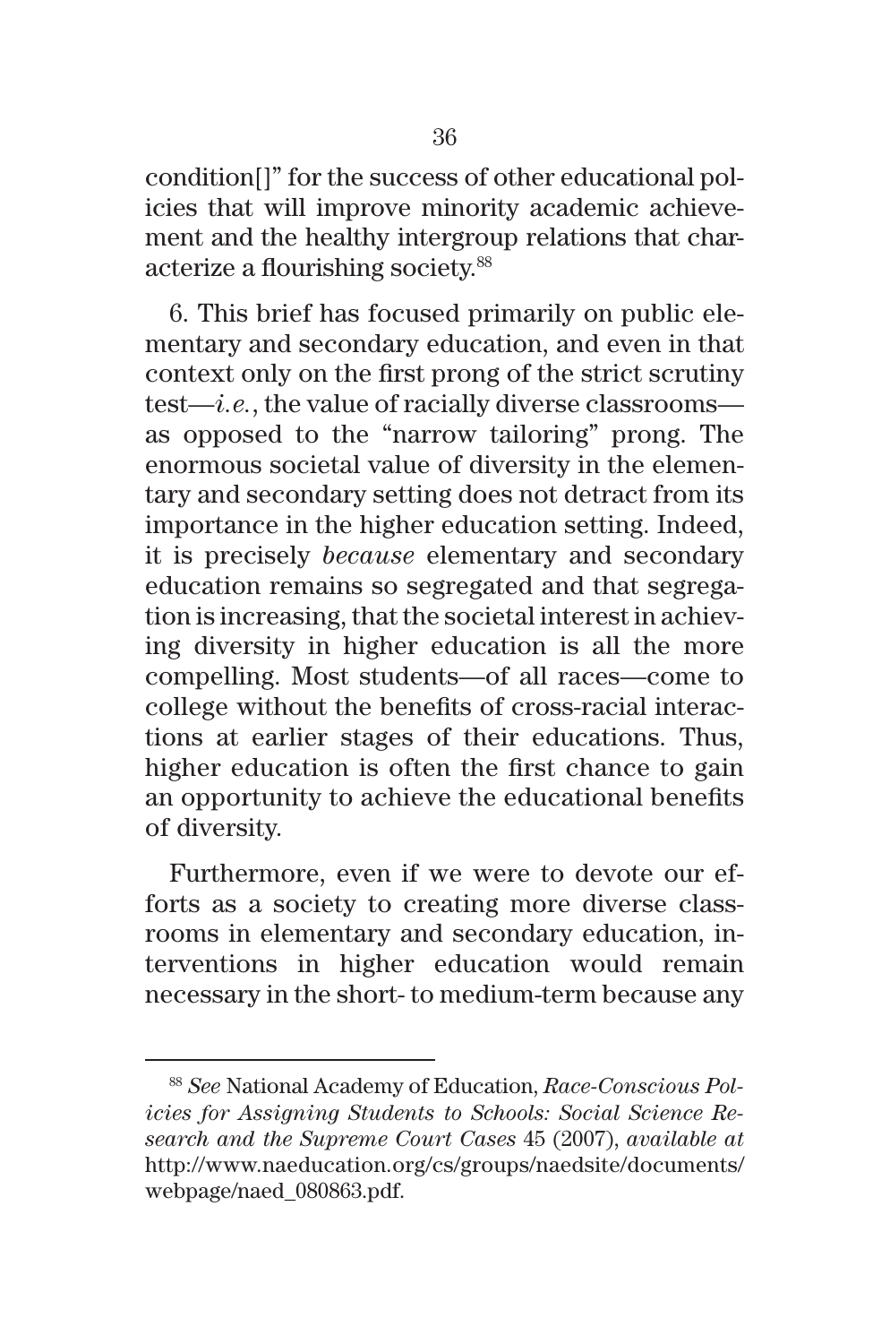condition[]" for the success of other educational policies that will improve minority academic achievement and the healthy intergroup relations that characterize a flourishing society.[88]

6. This brief has focused primarily on public elementary and secondary education, and even in that context only on the first prong of the strict scrutiny test—*i.e.*, the value of racially diverse classrooms—as opposed to the "narrow tailoring" prong. The enormous societal value of diversity in the elementary and secondary setting does not detract from its importance in the higher education setting. Indeed, it is precisely *because* elementary and secondary education remains so segregated and that segregation is increasing, that the societal interest in achieving diversity in higher education is all the more compelling. Most students—of all races—come to college without the benefits of cross-racial interactions at earlier stages of their educations. Thus, higher education is often the first chance to gain an opportunity to achieve the educational benefits of diversity.

Furthermore, even if we were to devote our efforts as a society to creating more diverse classrooms in elementary and secondary education, interventions in higher education would remain necessary in the short- to medium-term because any

---

[88] *See* National Academy of Education, *Race-Conscious Policies for Assigning Students to Schools: Social Science Research and the Supreme Court Cases* 45 (2007), *available at* http://www.naeducation.org/cs/groups/naedsite/documents/webpage/naed_080863.pdf.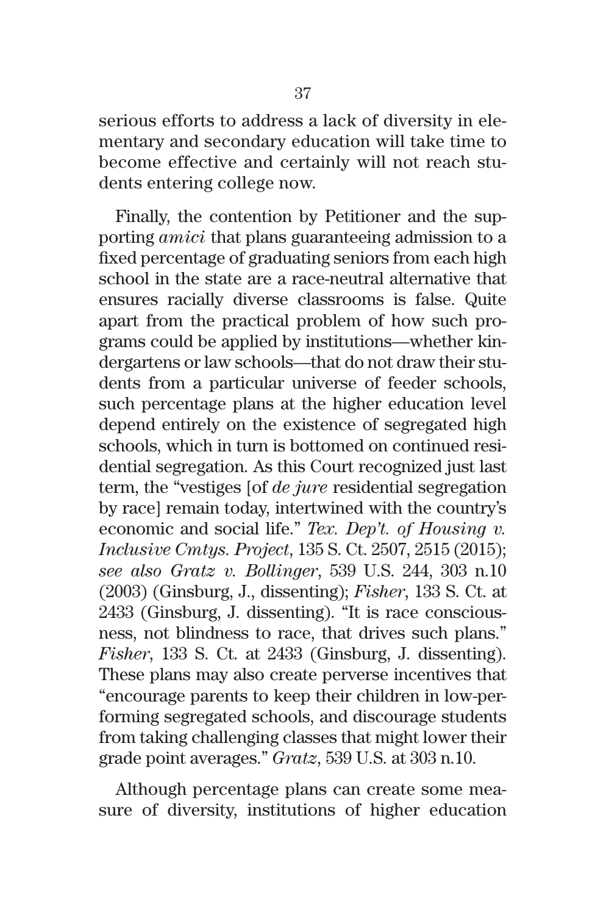serious efforts to address a lack of diversity in elementary and secondary education will take time to become effective and certainly will not reach students entering college now.

Finally, the contention by Petitioner and the supporting *amici* that plans guaranteeing admission to a fixed percentage of graduating seniors from each high school in the state are a race-neutral alternative that ensures racially diverse classrooms is false. Quite apart from the practical problem of how such programs could be applied by institutions—whether kindergartens or law schools—that do not draw their students from a particular universe of feeder schools, such percentage plans at the higher education level depend entirely on the existence of segregated high schools, which in turn is bottomed on continued residential segregation. As this Court recognized just last term, the "vestiges [of *de jure* residential segregation by race] remain today, intertwined with the country's economic and social life." *Tex. Dep't. of Housing v. Inclusive Cmtys. Project*, 135 S. Ct. 2507, 2515 (2015); *see also Gratz v. Bollinger*, 539 U.S. 244, 303 n.10 (2003) (Ginsburg, J., dissenting); *Fisher*, 133 S. Ct. at 2433 (Ginsburg, J. dissenting). "It is race consciousness, not blindness to race, that drives such plans." *Fisher*, 133 S. Ct. at 2433 (Ginsburg, J. dissenting). These plans may also create perverse incentives that "encourage parents to keep their children in low-performing segregated schools, and discourage students from taking challenging classes that might lower their grade point averages." *Gratz*, 539 U.S. at 303 n.10.

Although percentage plans can create some measure of diversity, institutions of higher education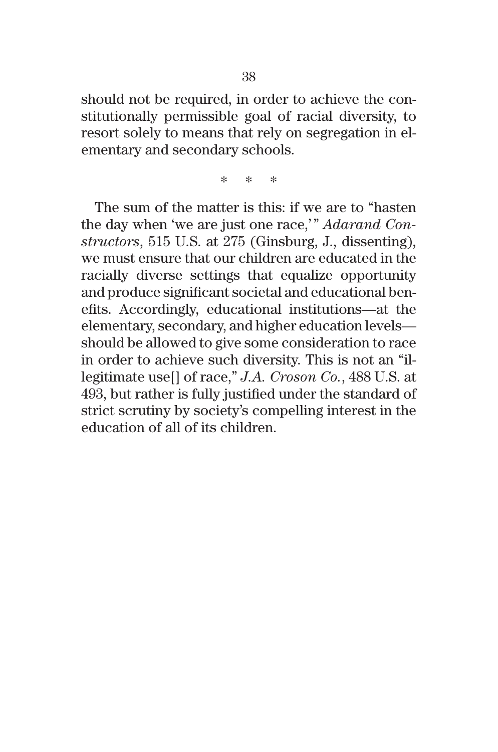should not be required, in order to achieve the constitutionally permissible goal of racial diversity, to resort solely to means that rely on segregation in elementary and secondary schools.

\* \* \*

The sum of the matter is this: if we are to "hasten the day when 'we are just one race,'" *Adarand Constructors*, 515 U.S. at 275 (Ginsburg, J., dissenting), we must ensure that our children are educated in the racially diverse settings that equalize opportunity and produce significant societal and educational benefits. Accordingly, educational institutions—at the elementary, secondary, and higher education levels—should be allowed to give some consideration to race in order to achieve such diversity. This is not an "illegitimate use[] of race," *J.A. Croson Co.*, 488 U.S. at 493, but rather is fully justified under the standard of strict scrutiny by society's compelling interest in the education of all of its children.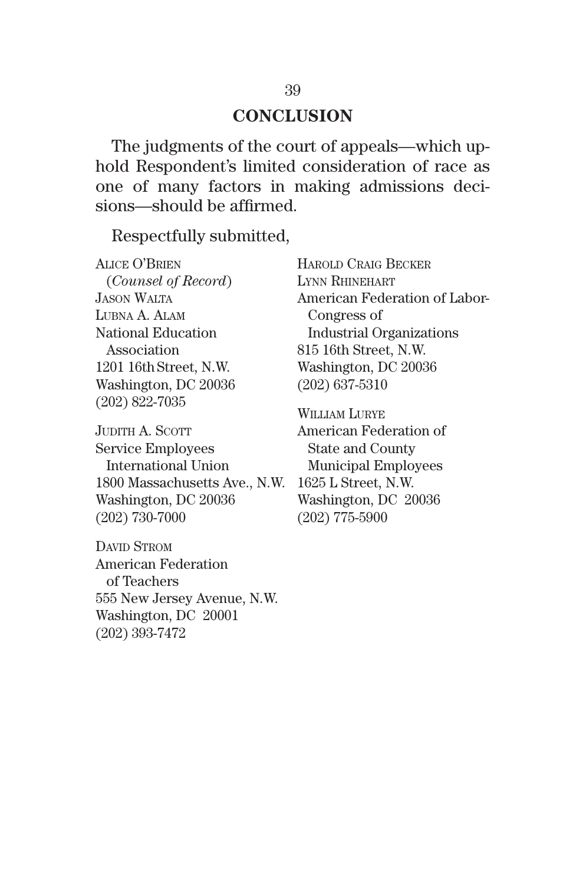## CONCLUSION

The judgments of the court of appeals—which uphold Respondent's limited consideration of race as one of many factors in making admissions decisions—should be affirmed.

Respectfully submitted,

ALICE O'BRIEN
(*Counsel of Record*)
JASON WALTA
LUBNA A. ALAM
National Education Association
1201 16th Street, N.W.
Washington, DC 20036
(202) 822-7035

JUDITH A. SCOTT
Service Employees International Union
1800 Massachusetts Ave., N.W.
Washington, DC 20036
(202) 730-7000

DAVID STROM
American Federation of Teachers
555 New Jersey Avenue, N.W.
Washington, DC 20001
(202) 393-7472

HAROLD CRAIG BECKER
LYNN RHINEHART
American Federation of Labor-Congress of Industrial Organizations
815 16th Street, N.W.
Washington, DC 20036
(202) 637-5310

WILLIAM LURYE
American Federation of State and County Municipal Employees
1625 L Street, N.W.
Washington, DC 20036
(202) 775-5900